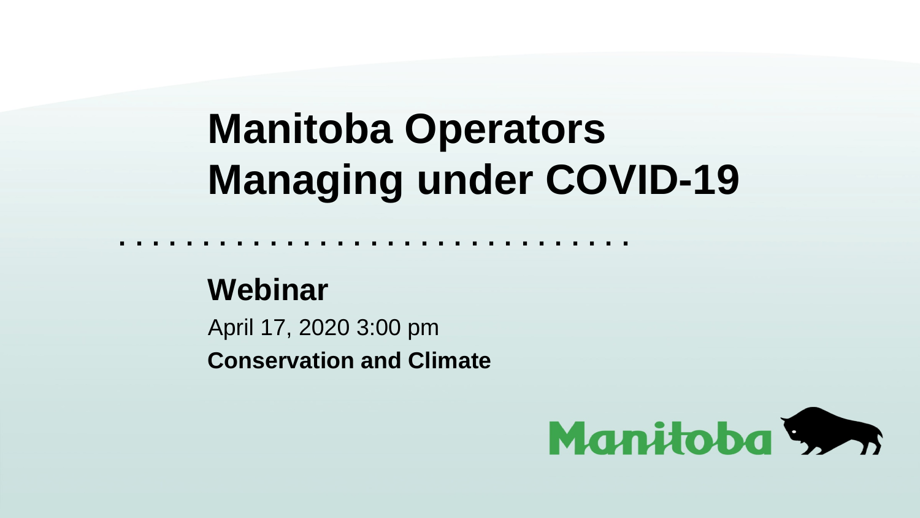# Manitoba Operators Managing under COVID-19

**Webinar**

April 17, 2020 3:00 pm

**Conservation and Climate**

Manitoba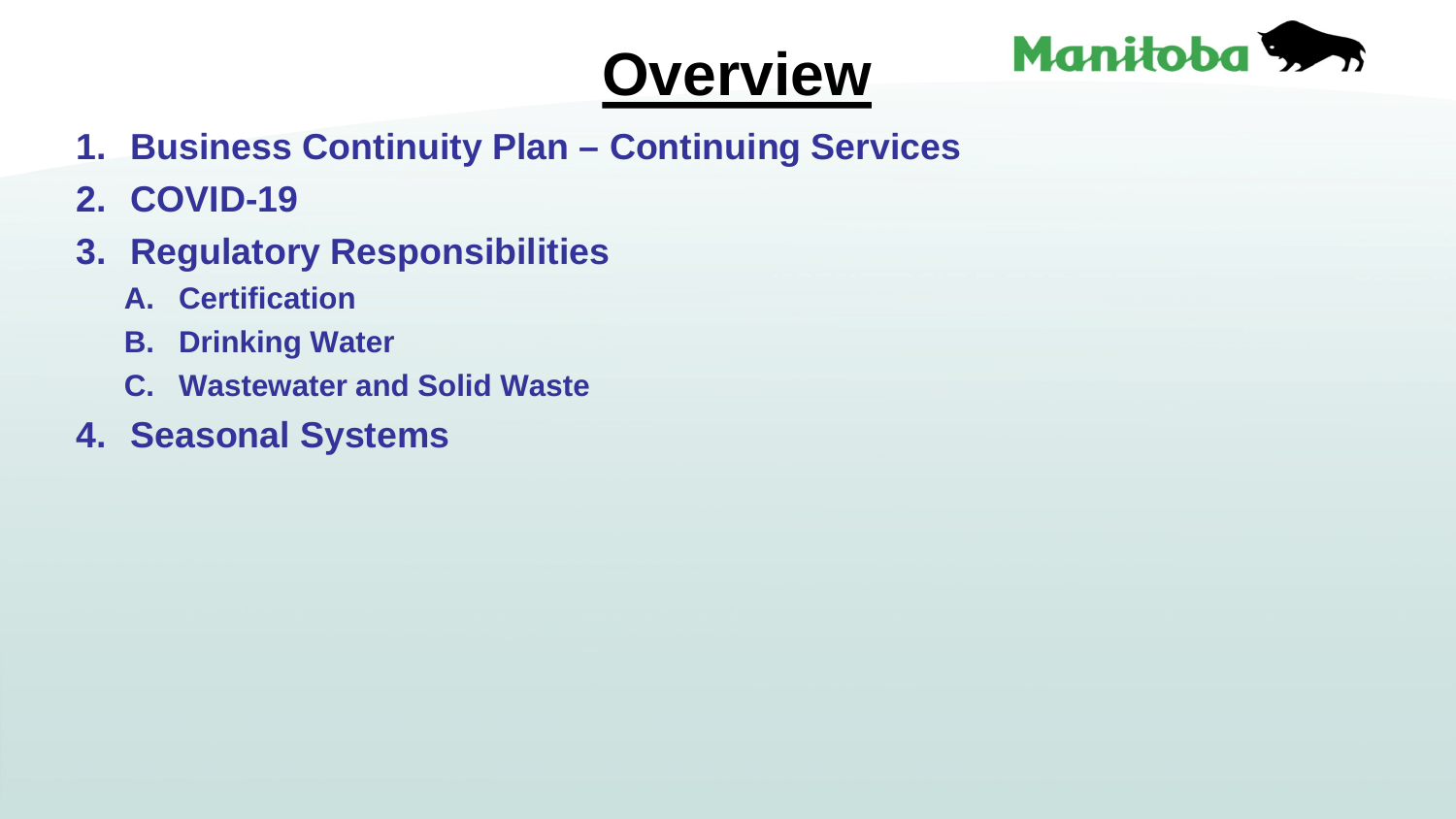# Overview

1. **Business Continuity Plan – Continuing Services**
2. **COVID-19**
3. **Regulatory Responsibilities**
   A. **Certification**
   B. **Drinking Water**
   C. **Wastewater and Solid Waste**
4. **Seasonal Systems**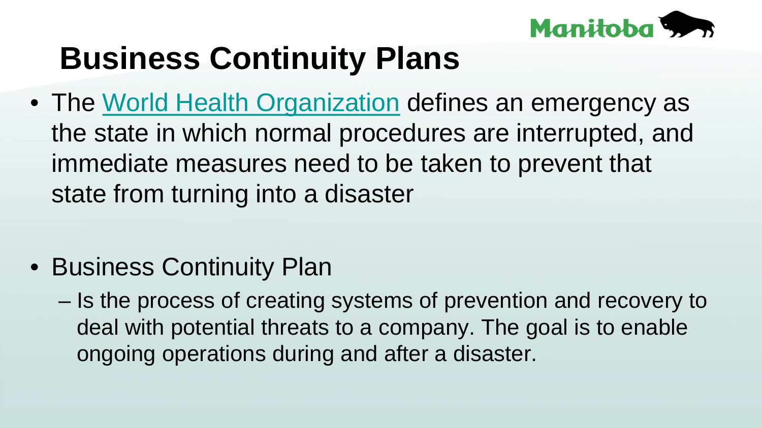# Business Continuity Plans

- The World Health Organization defines an emergency as the state in which normal procedures are interrupted, and immediate measures need to be taken to prevent that state from turning into a disaster

- Business Continuity Plan
  - Is the process of creating systems of prevention and recovery to deal with potential threats to a company. The goal is to enable ongoing operations during and after a disaster.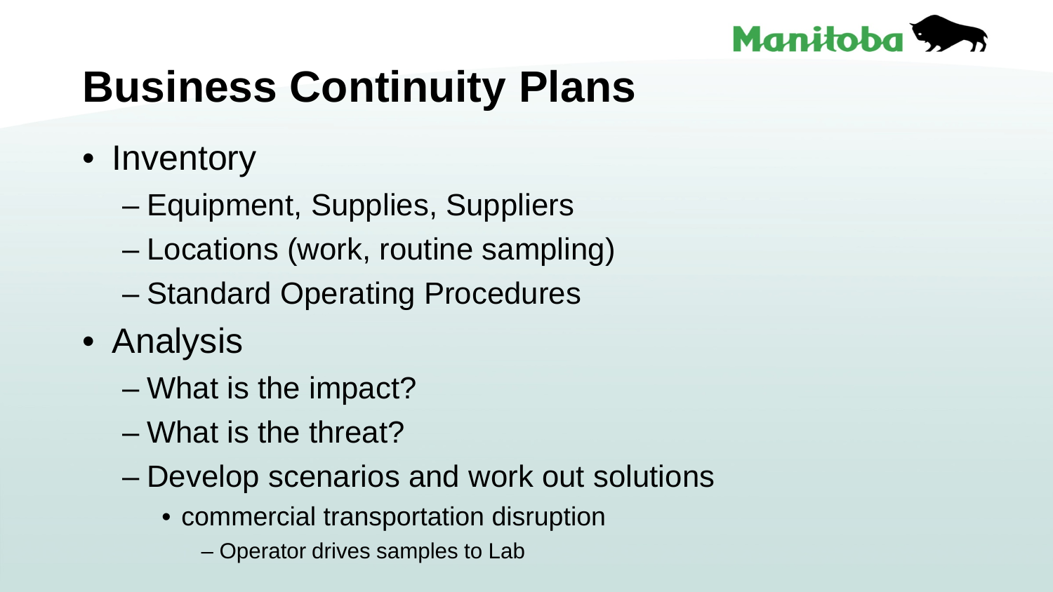# Business Continuity Plans

- Inventory
  - Equipment, Supplies, Suppliers
  - Locations (work, routine sampling)
  - Standard Operating Procedures
- Analysis
  - What is the impact?
  - What is the threat?
  - Develop scenarios and work out solutions
    - commercial transportation disruption
      - Operator drives samples to Lab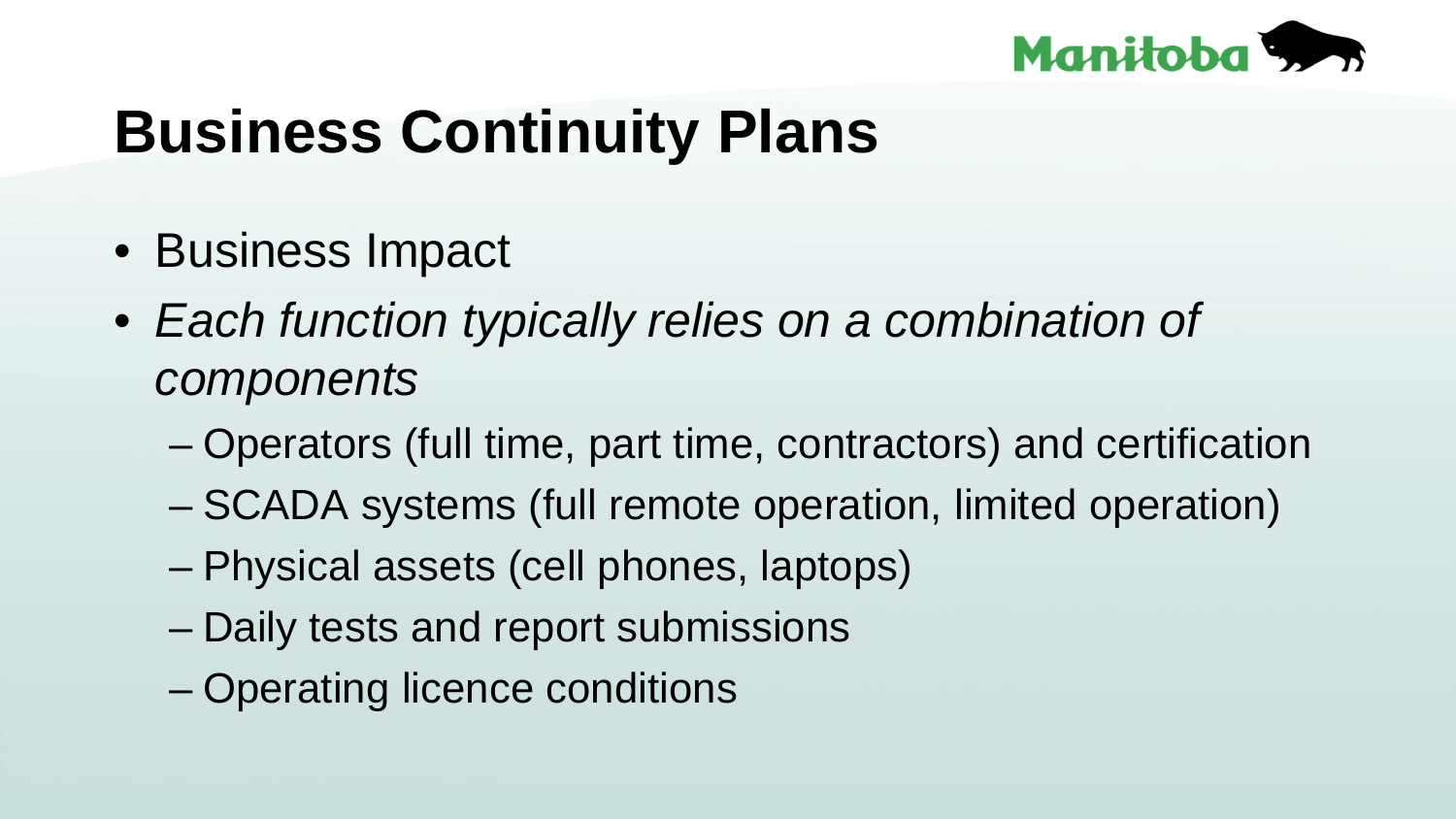# Business Continuity Plans

- Business Impact
- *Each function typically relies on a combination of components*
  - Operators (full time, part time, contractors) and certification
  - SCADA systems (full remote operation, limited operation)
  - Physical assets (cell phones, laptops)
  - Daily tests and report submissions
  - Operating licence conditions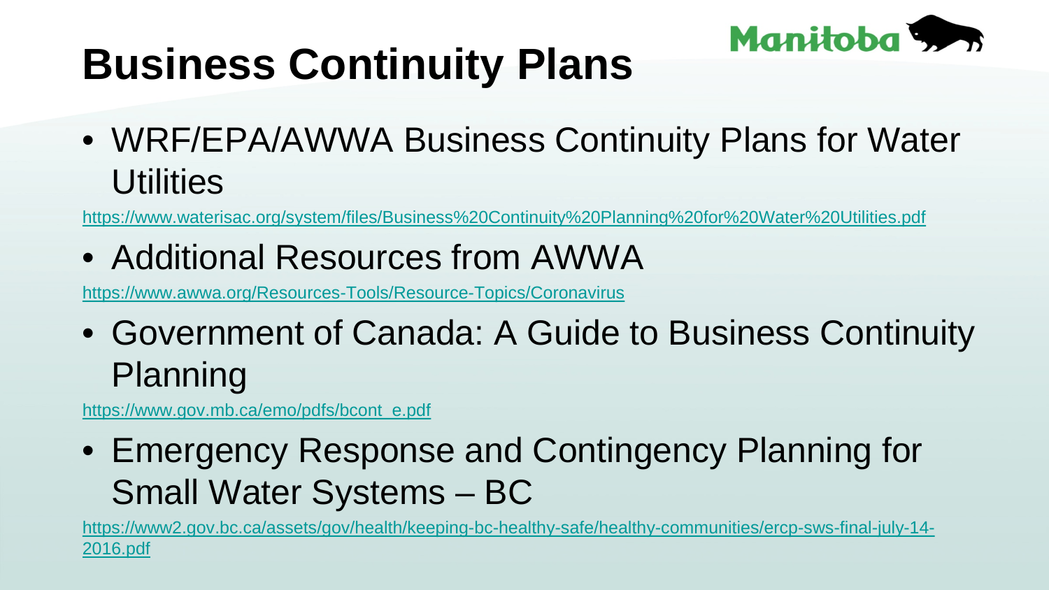# Business Continuity Plans

- WRF/EPA/AWWA Business Continuity Plans for Water Utilities

https://www.waterisac.org/system/files/Business%20Continuity%20Planning%20for%20Water%20Utilities.pdf

- Additional Resources from AWWA

https://www.awwa.org/Resources-Tools/Resource-Topics/Coronavirus

- Government of Canada: A Guide to Business Continuity Planning

https://www.gov.mb.ca/emo/pdfs/bcont_e.pdf

- Emergency Response and Contingency Planning for Small Water Systems – BC

https://www2.gov.bc.ca/assets/gov/health/keeping-bc-healthy-safe/healthy-communities/ercp-sws-final-july-14-2016.pdf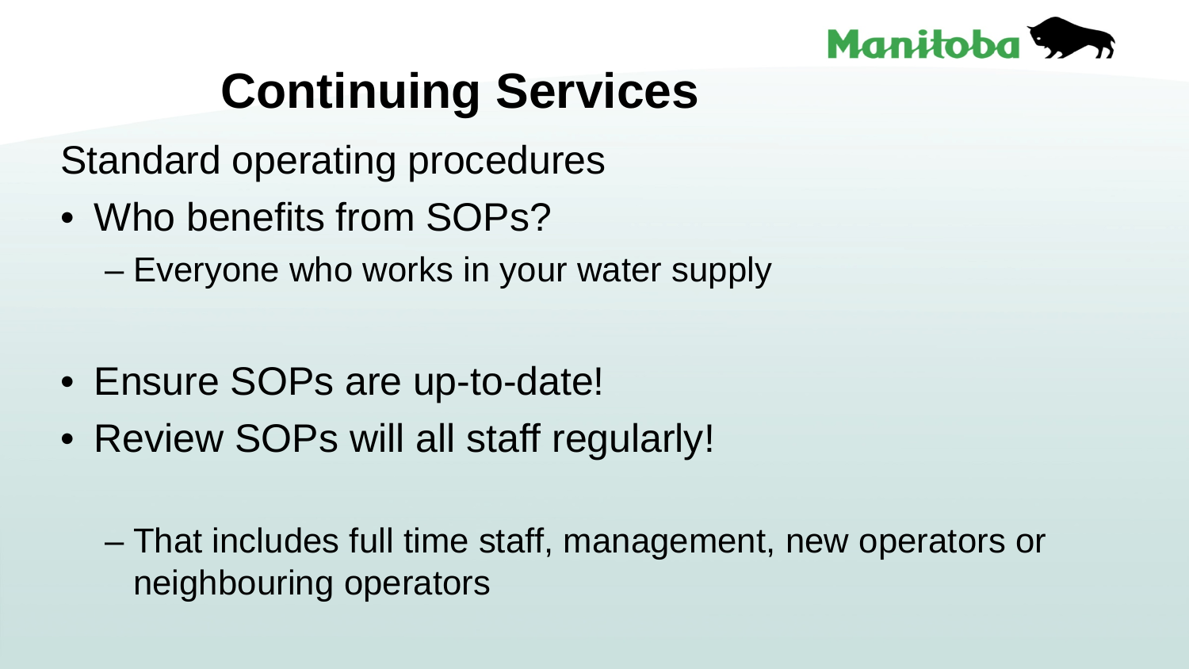# Continuing Services

Standard operating procedures

- Who benefits from SOPs?
  - Everyone who works in your water supply

- Ensure SOPs are up-to-date!
- Review SOPs will all staff regularly!
  - That includes full time staff, management, new operators or neighbouring operators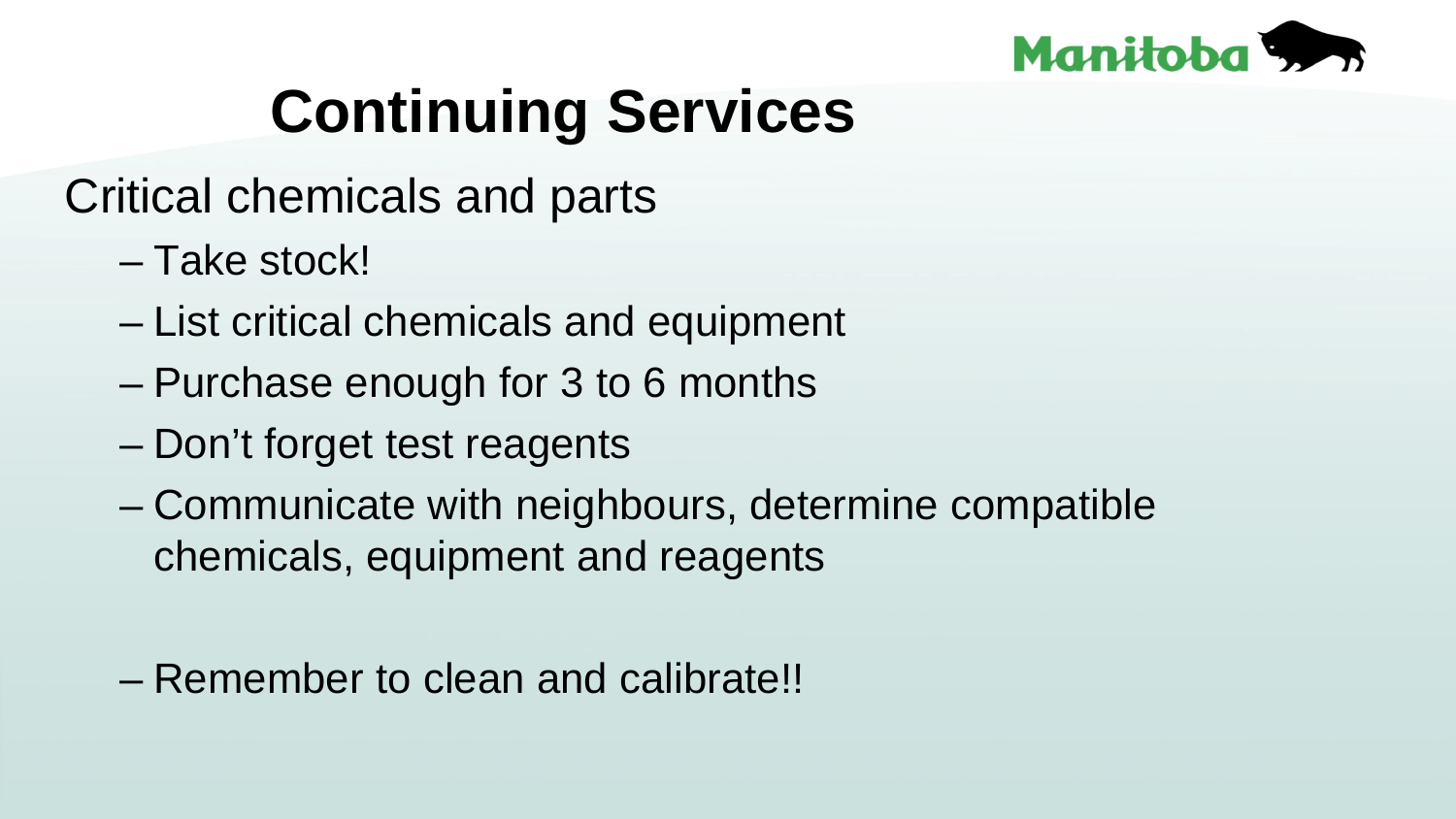# Continuing Services

Critical chemicals and parts

- Take stock!
- List critical chemicals and equipment
- Purchase enough for 3 to 6 months
- Don't forget test reagents
- Communicate with neighbours, determine compatible chemicals, equipment and reagents
- Remember to clean and calibrate!!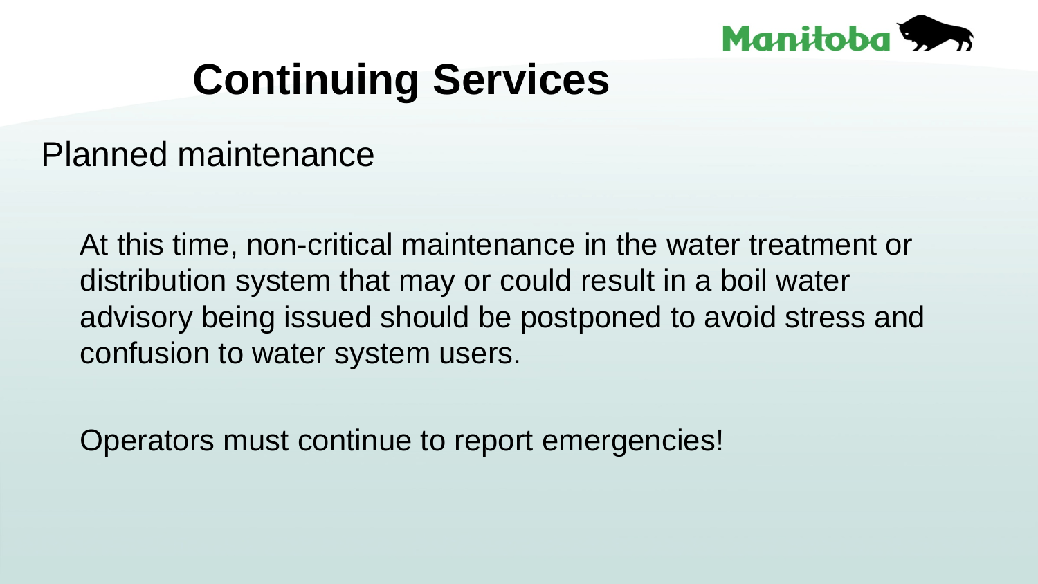# Continuing Services

## Planned maintenance

At this time, non-critical maintenance in the water treatment or distribution system that may or could result in a boil water advisory being issued should be postponed to avoid stress and confusion to water system users.

Operators must continue to report emergencies!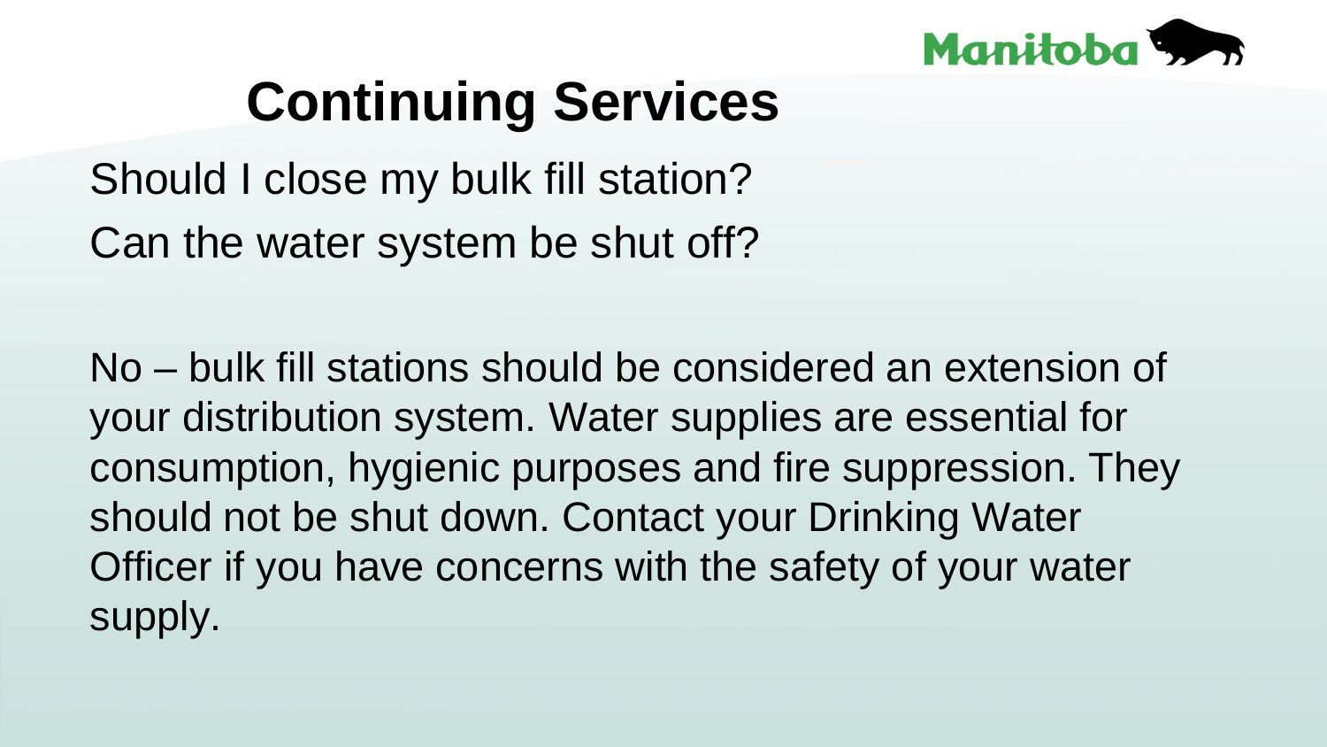# Continuing Services

Should I close my bulk fill station?

Can the water system be shut off?

No – bulk fill stations should be considered an extension of your distribution system. Water supplies are essential for consumption, hygienic purposes and fire suppression. They should not be shut down. Contact your Drinking Water Officer if you have concerns with the safety of your water supply.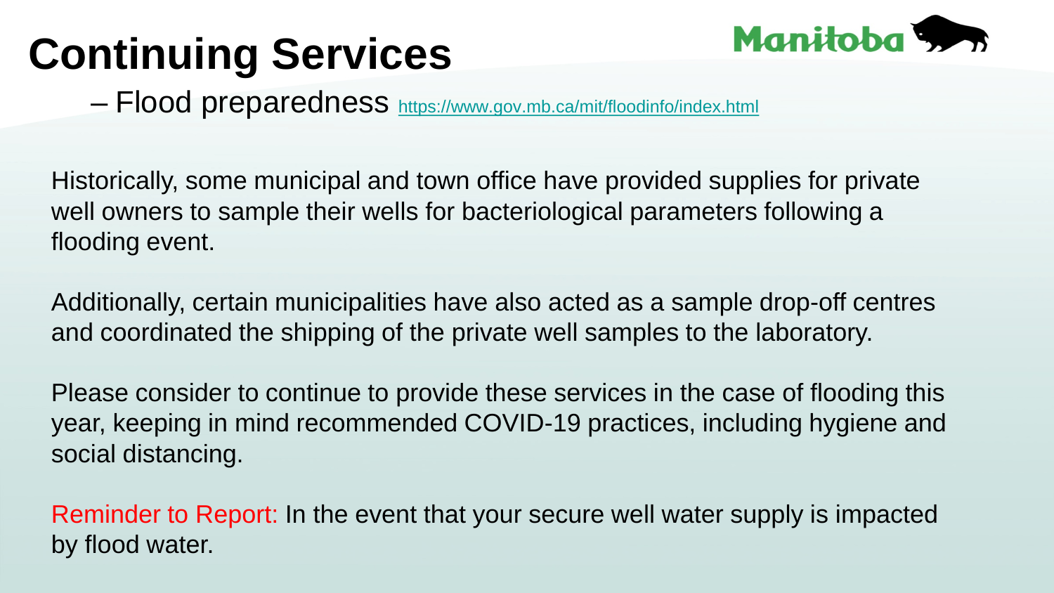# Continuing Services

– Flood preparedness https://www.gov.mb.ca/mit/floodinfo/index.html

Historically, some municipal and town office have provided supplies for private well owners to sample their wells for bacteriological parameters following a flooding event.

Additionally, certain municipalities have also acted as a sample drop-off centres and coordinated the shipping of the private well samples to the laboratory.

Please consider to continue to provide these services in the case of flooding this year, keeping in mind recommended COVID-19 practices, including hygiene and social distancing.

Reminder to Report: In the event that your secure well water supply is impacted by flood water.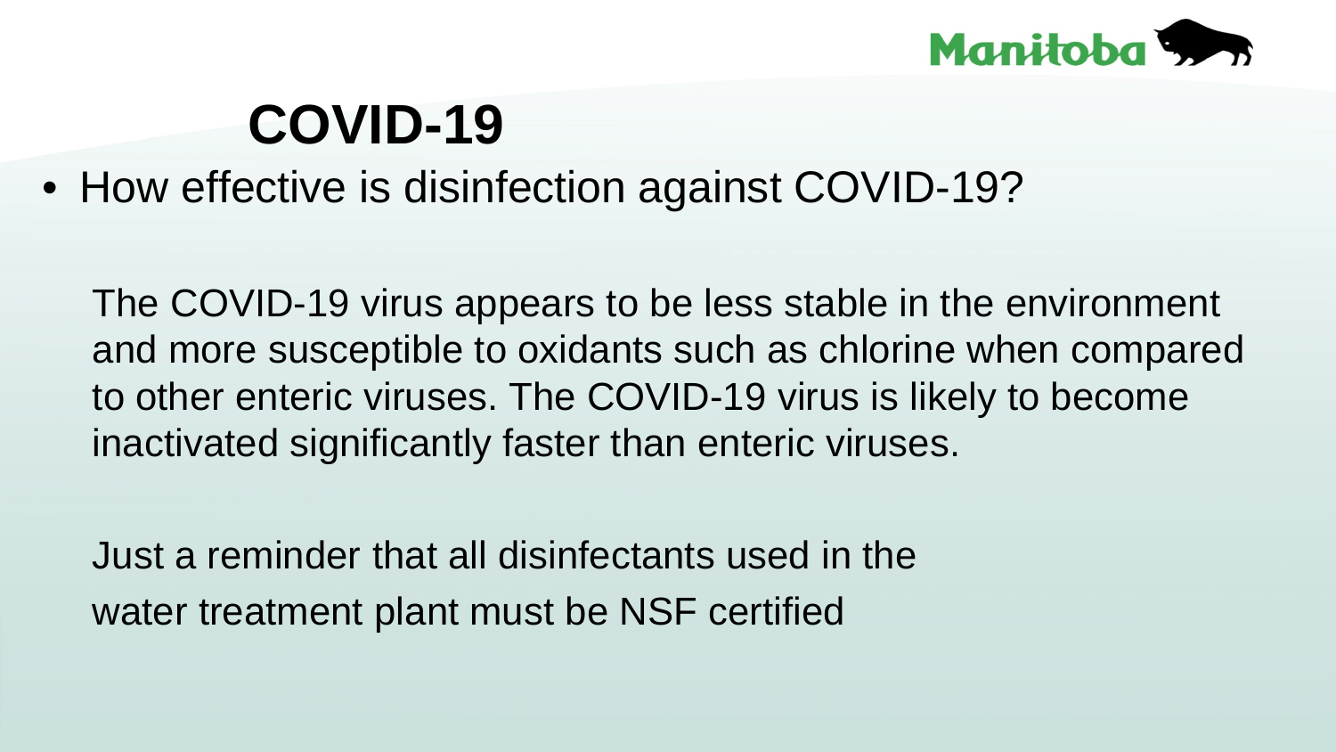# COVID-19

- How effective is disinfection against COVID-19?

The COVID-19 virus appears to be less stable in the environment and more susceptible to oxidants such as chlorine when compared to other enteric viruses. The COVID-19 virus is likely to become inactivated significantly faster than enteric viruses.

Just a reminder that all disinfectants used in the water treatment plant must be NSF certified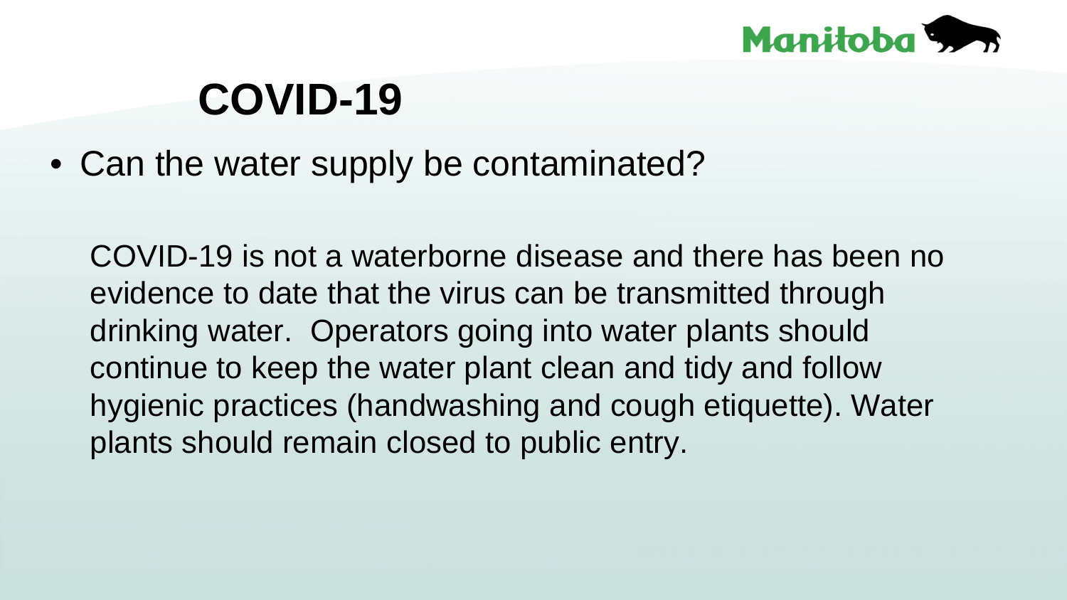# COVID-19

- Can the water supply be contaminated?

COVID-19 is not a waterborne disease and there has been no evidence to date that the virus can be transmitted through drinking water. Operators going into water plants should continue to keep the water plant clean and tidy and follow hygienic practices (handwashing and cough etiquette). Water plants should remain closed to public entry.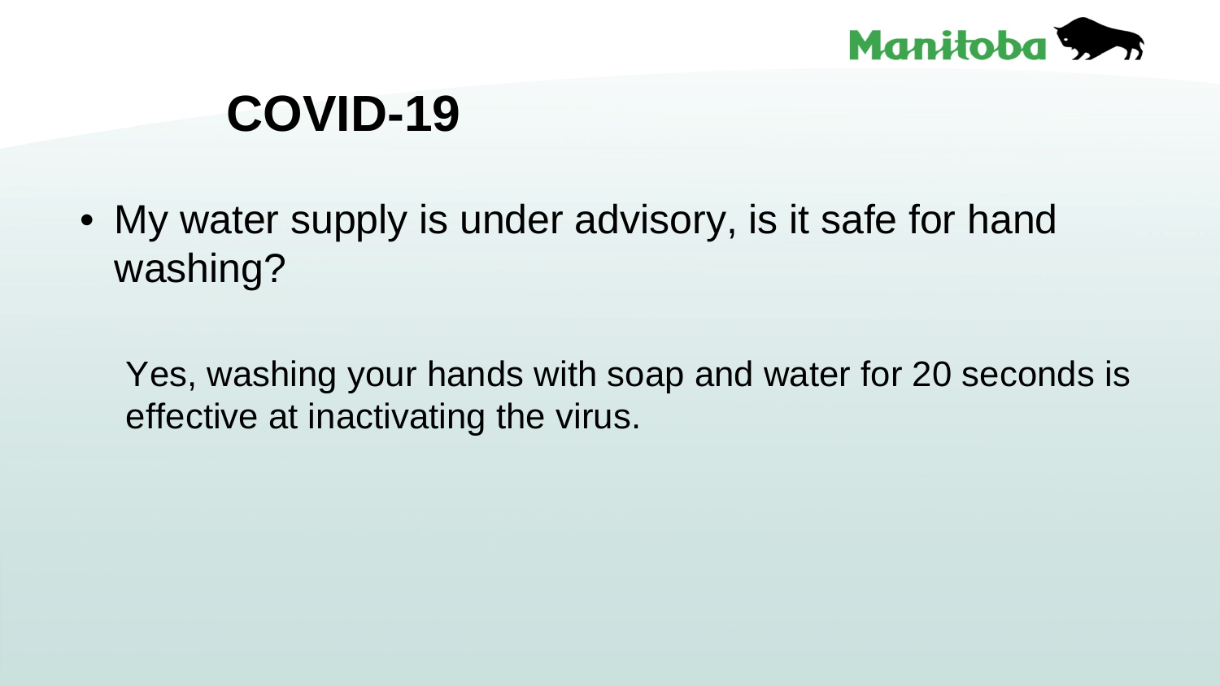# COVID-19

- My water supply is under advisory, is it safe for hand washing?

  Yes, washing your hands with soap and water for 20 seconds is effective at inactivating the virus.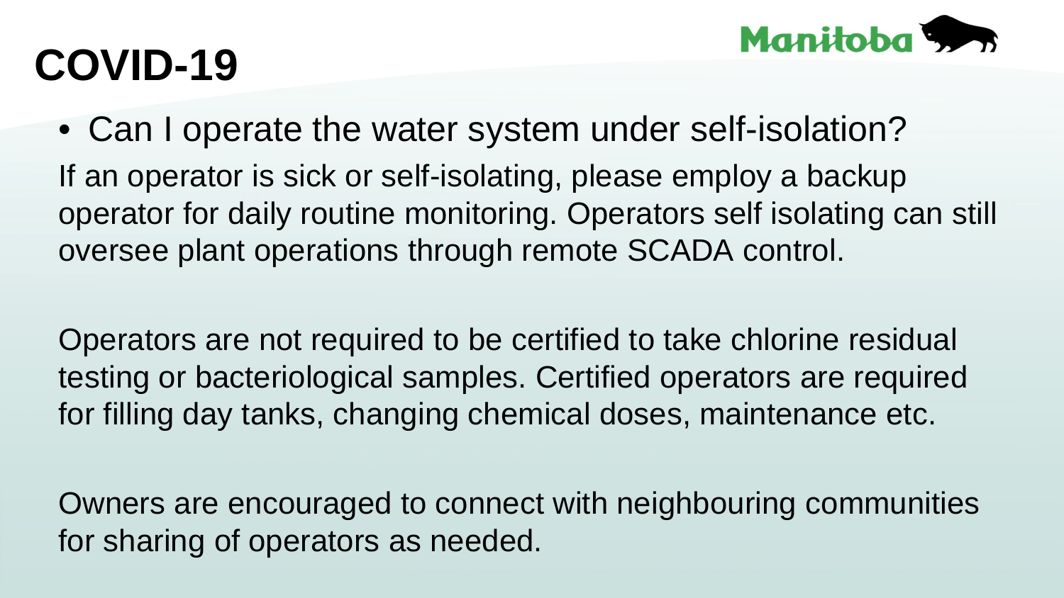# COVID-19

- Can I operate the water system under self-isolation?

If an operator is sick or self-isolating, please employ a backup operator for daily routine monitoring. Operators self isolating can still oversee plant operations through remote SCADA control.

Operators are not required to be certified to take chlorine residual testing or bacteriological samples. Certified operators are required for filling day tanks, changing chemical doses, maintenance etc.

Owners are encouraged to connect with neighbouring communities for sharing of operators as needed.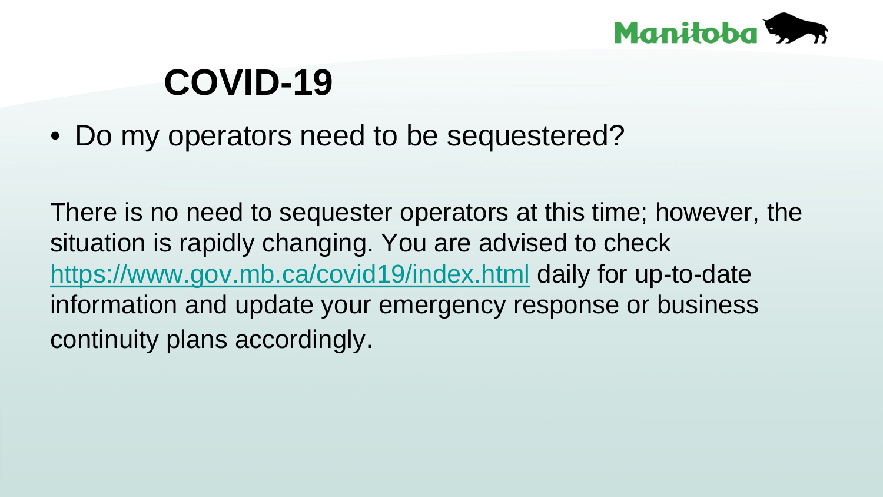# COVID-19

- Do my operators need to be sequestered?

There is no need to sequester operators at this time; however, the situation is rapidly changing. You are advised to check [https://www.gov.mb.ca/covid19/index.html](https://www.gov.mb.ca/covid19/index.html) daily for up-to-date information and update your emergency response or business continuity plans accordingly.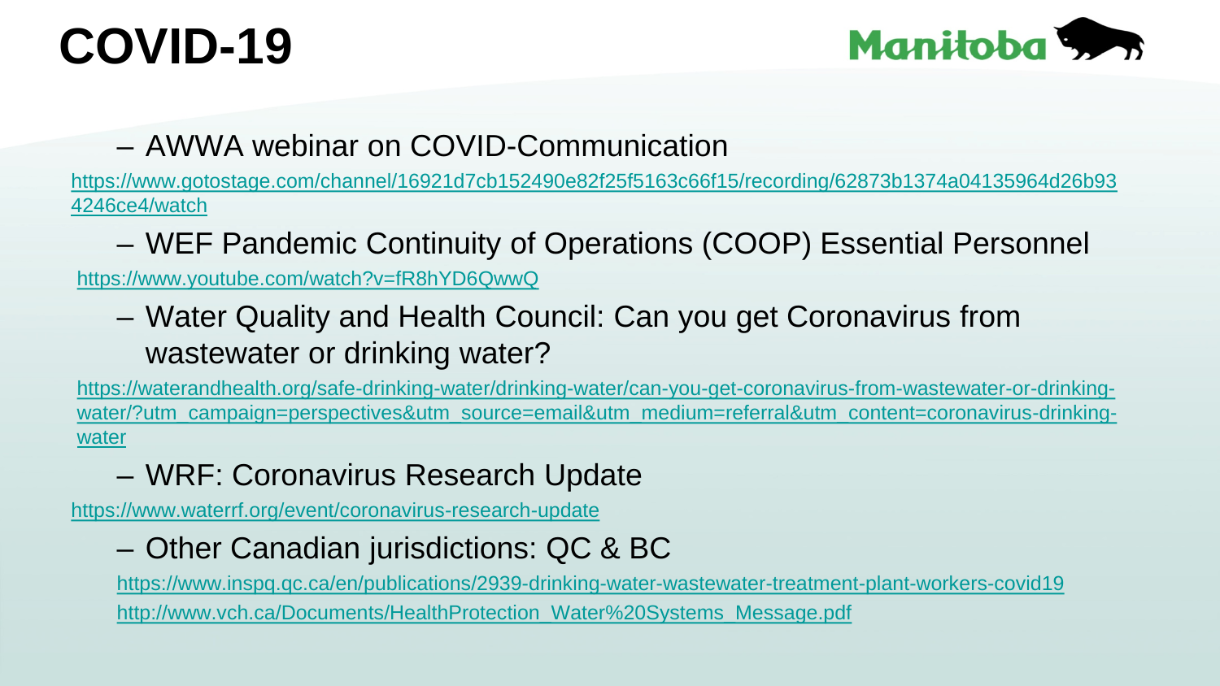# COVID-19

- AWWA webinar on COVID-Communication

https://www.gotostage.com/channel/16921d7cb152490e82f25f5163c66f15/recording/62873b1374a04135964d26b934246ce4/watch

- WEF Pandemic Continuity of Operations (COOP) Essential Personnel

https://www.youtube.com/watch?v=fR8hYD6QwwQ

- Water Quality and Health Council: Can you get Coronavirus from wastewater or drinking water?

https://waterandhealth.org/safe-drinking-water/drinking-water/can-you-get-coronavirus-from-wastewater-or-drinking-water/?utm_campaign=perspectives&utm_source=email&utm_medium=referral&utm_content=coronavirus-drinking-water

- WRF: Coronavirus Research Update

https://www.waterrf.org/event/coronavirus-research-update

- Other Canadian jurisdictions: QC & BC

https://www.inspq.qc.ca/en/publications/2939-drinking-water-wastewater-treatment-plant-workers-covid19

http://www.vch.ca/Documents/HealthProtection_Water%20Systems_Message.pdf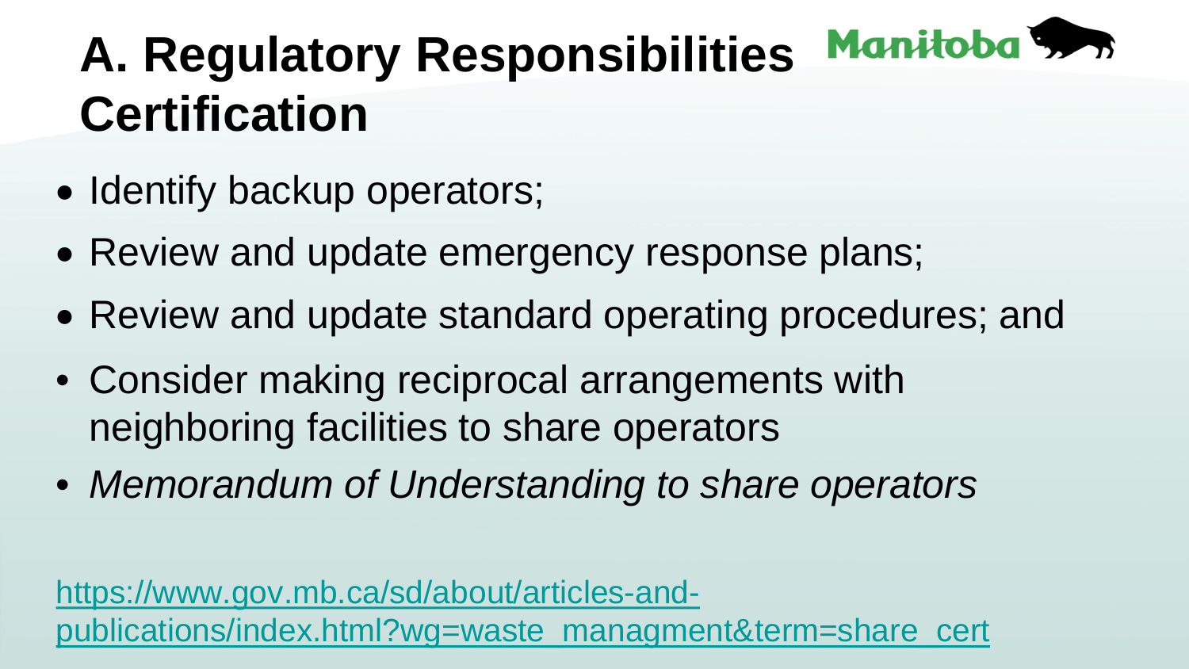# A. Regulatory Responsibilities Certification

- Identify backup operators;
- Review and update emergency response plans;
- Review and update standard operating procedures; and
- Consider making reciprocal arrangements with neighboring facilities to share operators
- *Memorandum of Understanding to share operators*

[https://www.gov.mb.ca/sd/about/articles-and-publications/index.html?wg=waste_managment&term=share_cert](https://www.gov.mb.ca/sd/about/articles-and-publications/index.html?wg=waste_managment&term=share_cert)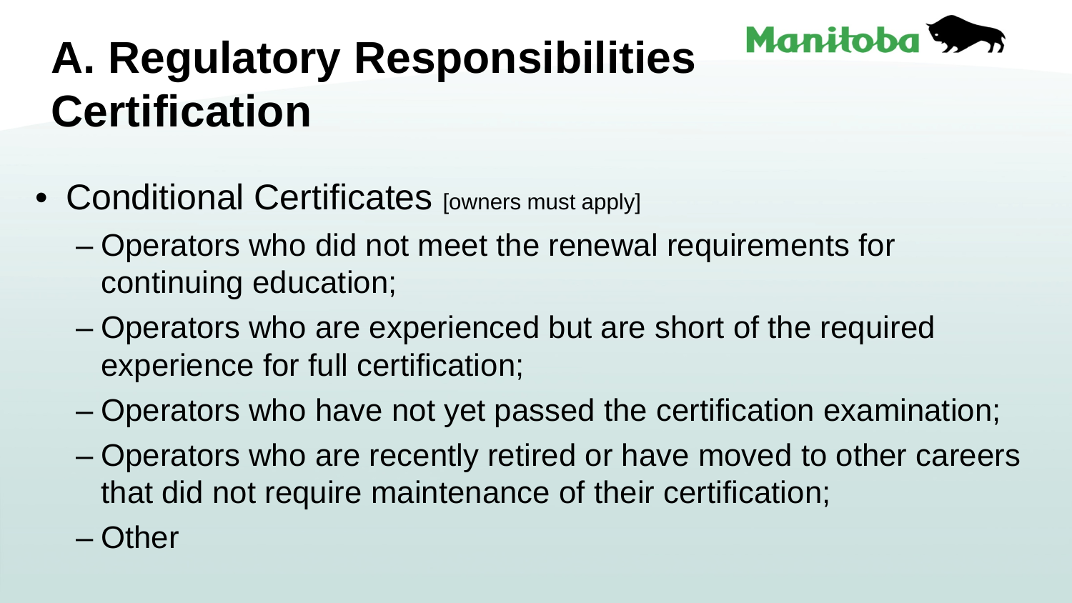# A. Regulatory Responsibilities Certification

- Conditional Certificates [owners must apply]
  - Operators who did not meet the renewal requirements for continuing education;
  - Operators who are experienced but are short of the required experience for full certification;
  - Operators who have not yet passed the certification examination;
  - Operators who are recently retired or have moved to other careers that did not require maintenance of their certification;
  - Other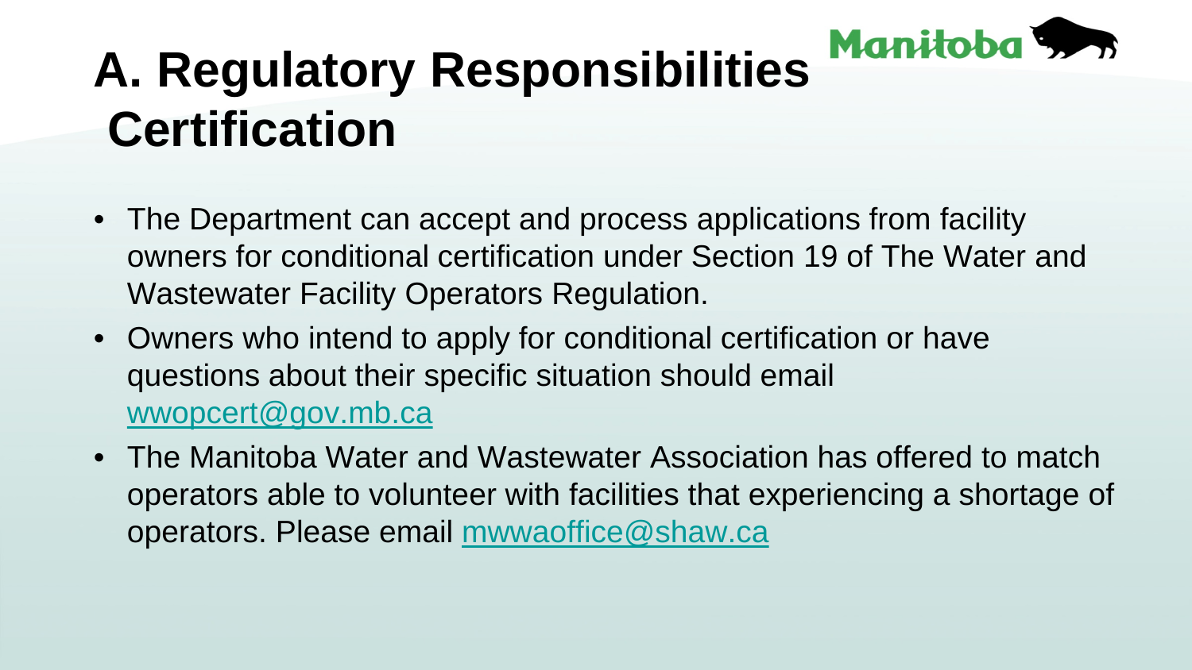# A. Regulatory Responsibilities Certification

- The Department can accept and process applications from facility owners for conditional certification under Section 19 of The Water and Wastewater Facility Operators Regulation.
- Owners who intend to apply for conditional certification or have questions about their specific situation should email wwopcert@gov.mb.ca
- The Manitoba Water and Wastewater Association has offered to match operators able to volunteer with facilities that experiencing a shortage of operators. Please email mwwaoffice@shaw.ca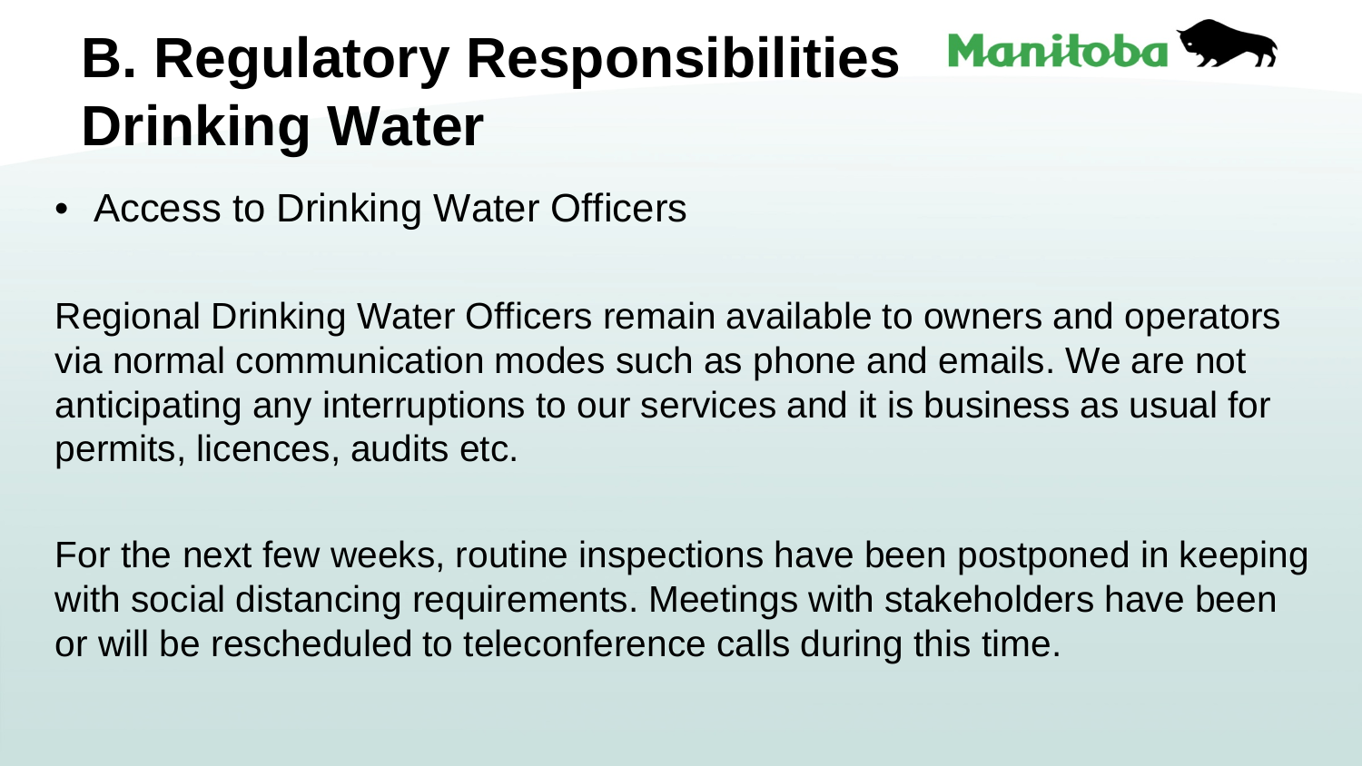# B. Regulatory Responsibilities Drinking Water

- Access to Drinking Water Officers

Regional Drinking Water Officers remain available to owners and operators via normal communication modes such as phone and emails. We are not anticipating any interruptions to our services and it is business as usual for permits, licences, audits etc.

For the next few weeks, routine inspections have been postponed in keeping with social distancing requirements. Meetings with stakeholders have been or will be rescheduled to teleconference calls during this time.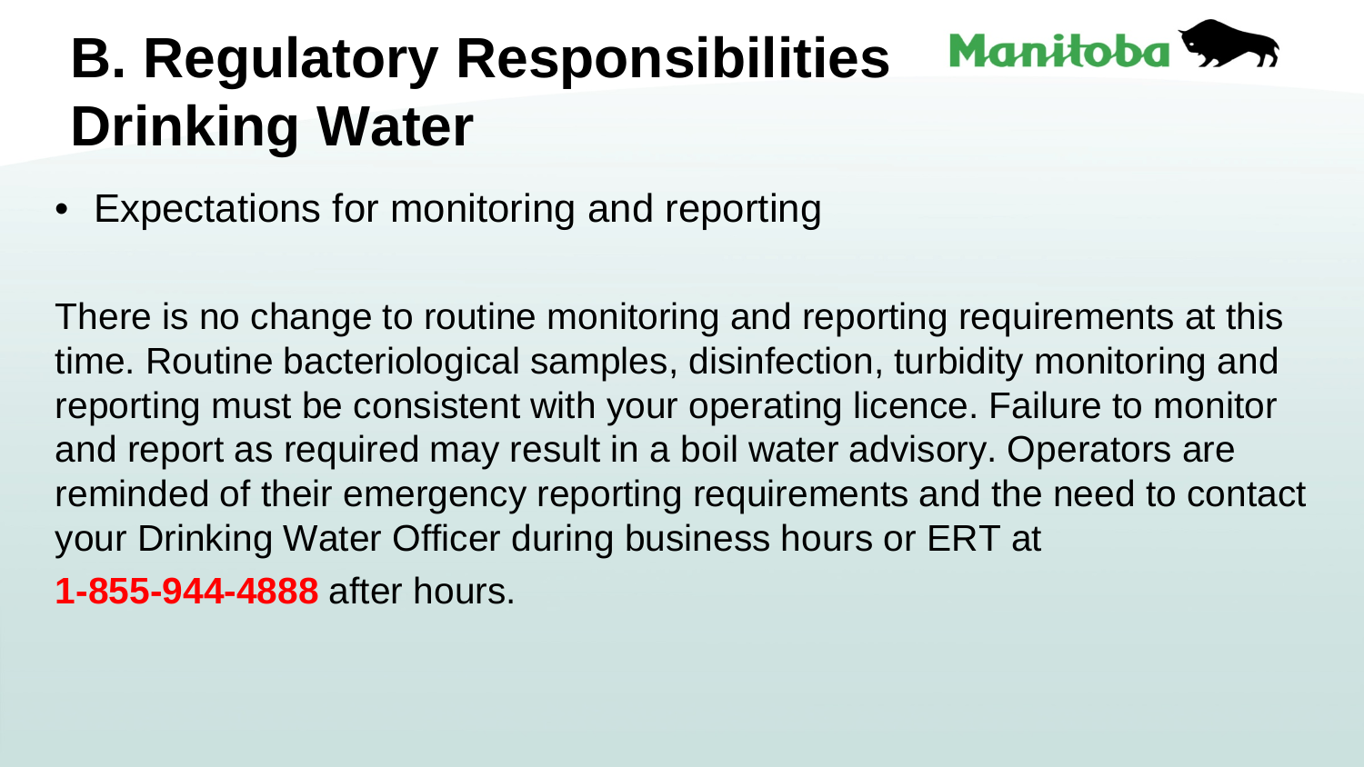# B. Regulatory Responsibilities Drinking Water

- Expectations for monitoring and reporting

There is no change to routine monitoring and reporting requirements at this time. Routine bacteriological samples, disinfection, turbidity monitoring and reporting must be consistent with your operating licence. Failure to monitor and report as required may result in a boil water advisory. Operators are reminded of their emergency reporting requirements and the need to contact your Drinking Water Officer during business hours or ERT at

**1-855-944-4888** after hours.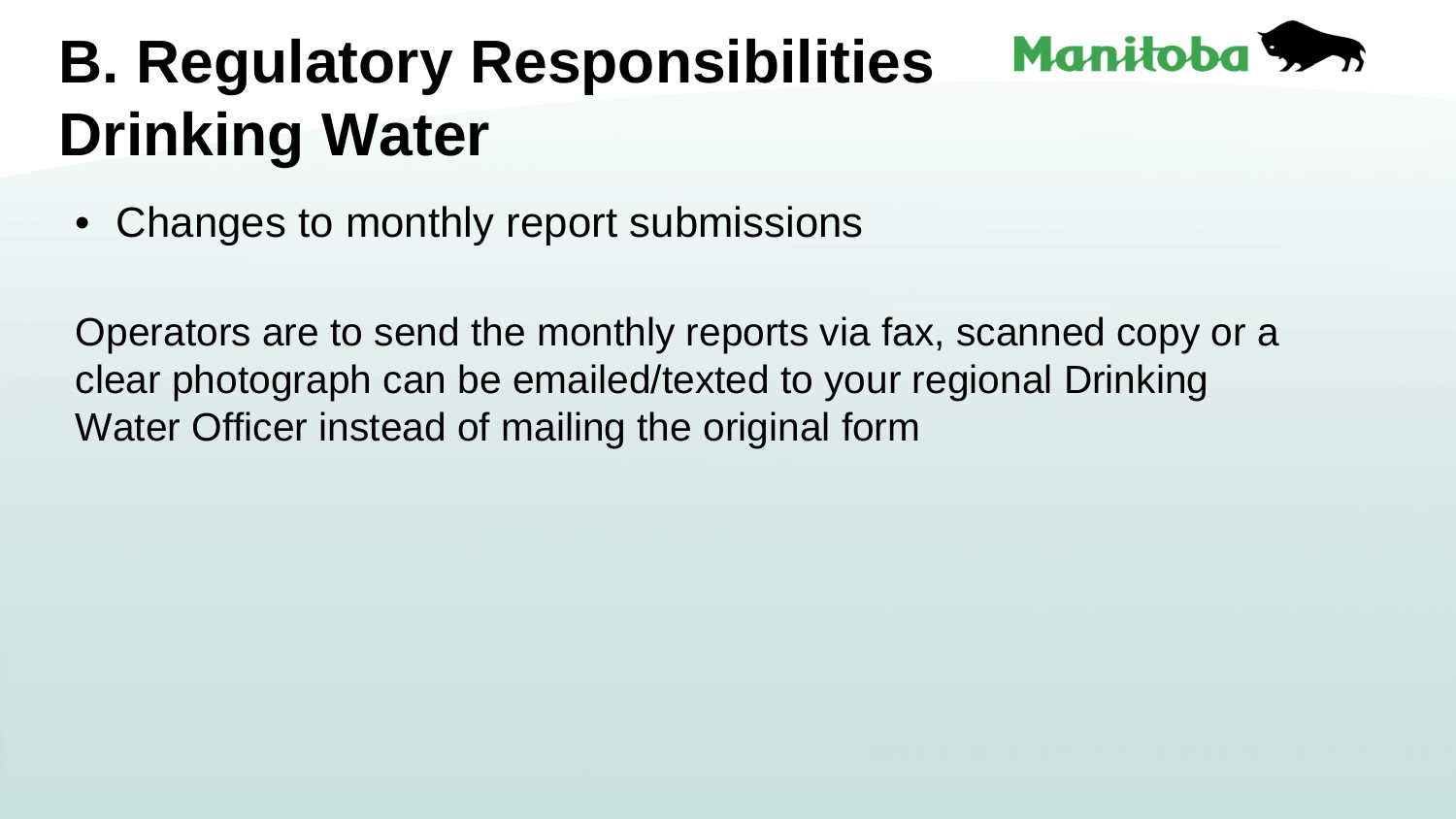# B. Regulatory Responsibilities Drinking Water

- Changes to monthly report submissions

Operators are to send the monthly reports via fax, scanned copy or a clear photograph can be emailed/texted to your regional Drinking Water Officer instead of mailing the original form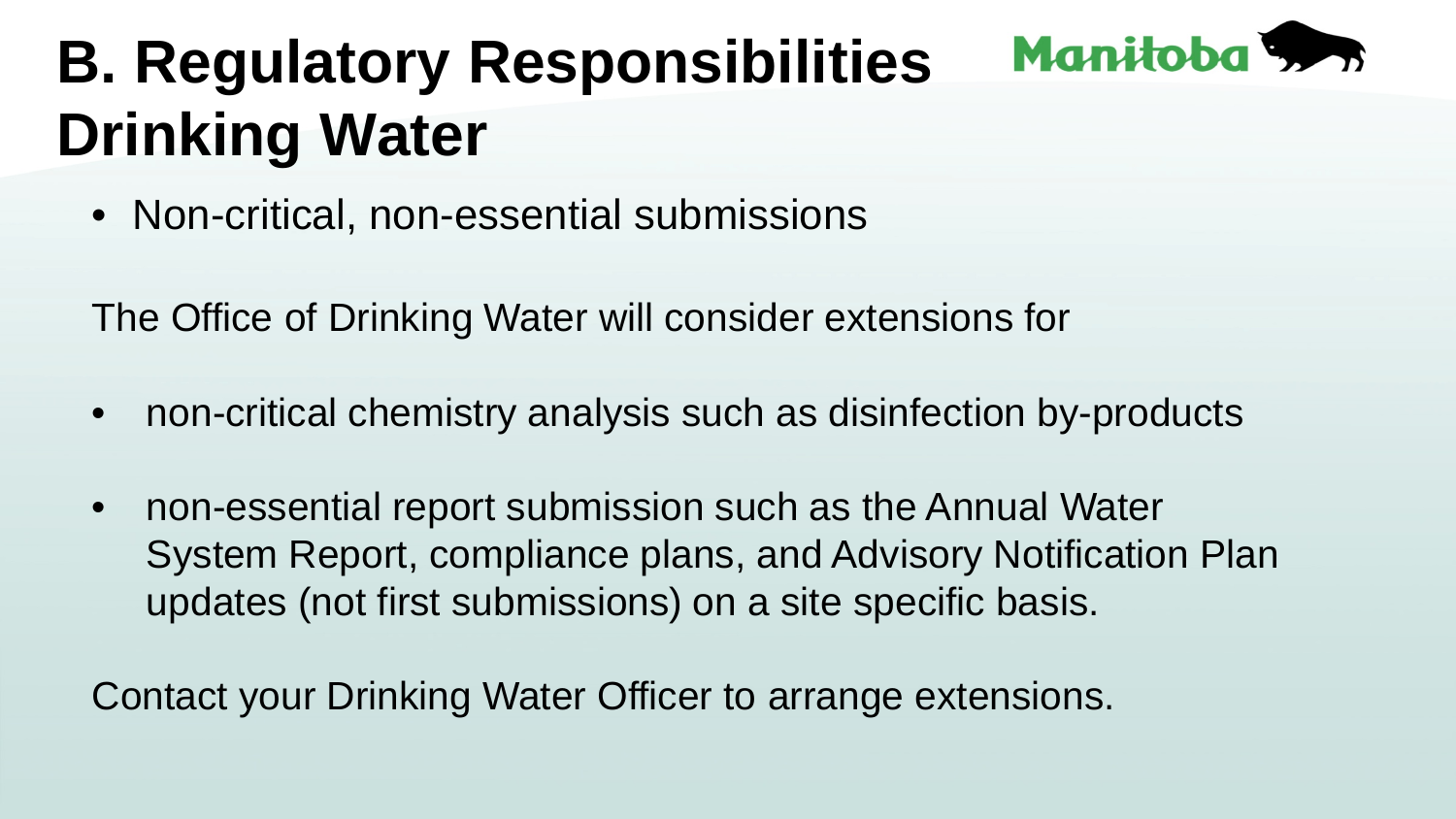# B. Regulatory Responsibilities Drinking Water

- Non-critical, non-essential submissions

The Office of Drinking Water will consider extensions for

- non-critical chemistry analysis such as disinfection by-products
- non-essential report submission such as the Annual Water System Report, compliance plans, and Advisory Notification Plan updates (not first submissions) on a site specific basis.

Contact your Drinking Water Officer to arrange extensions.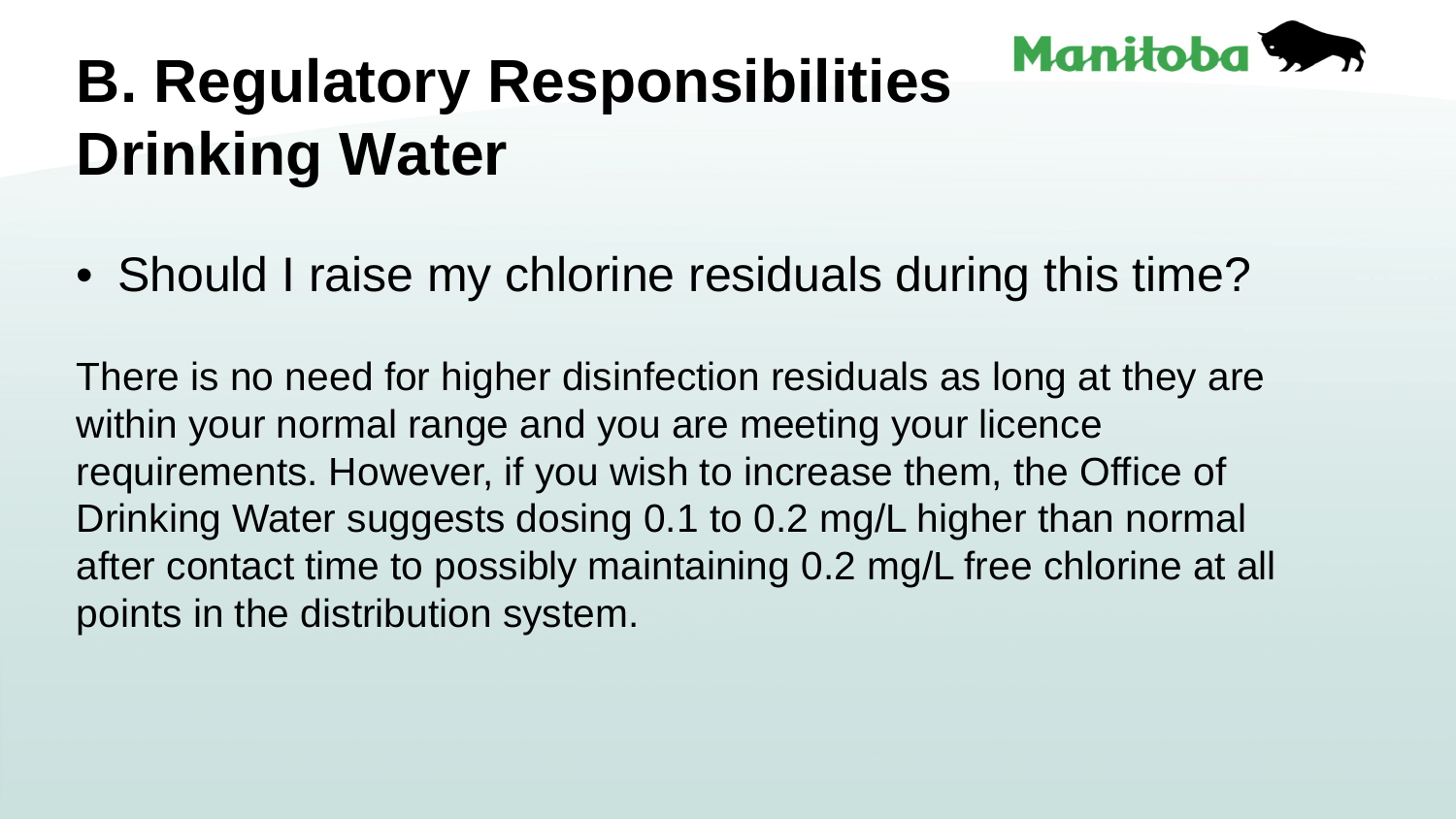# B. Regulatory Responsibilities Drinking Water

- Should I raise my chlorine residuals during this time?

There is no need for higher disinfection residuals as long at they are within your normal range and you are meeting your licence requirements. However, if you wish to increase them, the Office of Drinking Water suggests dosing 0.1 to 0.2 mg/L higher than normal after contact time to possibly maintaining 0.2 mg/L free chlorine at all points in the distribution system.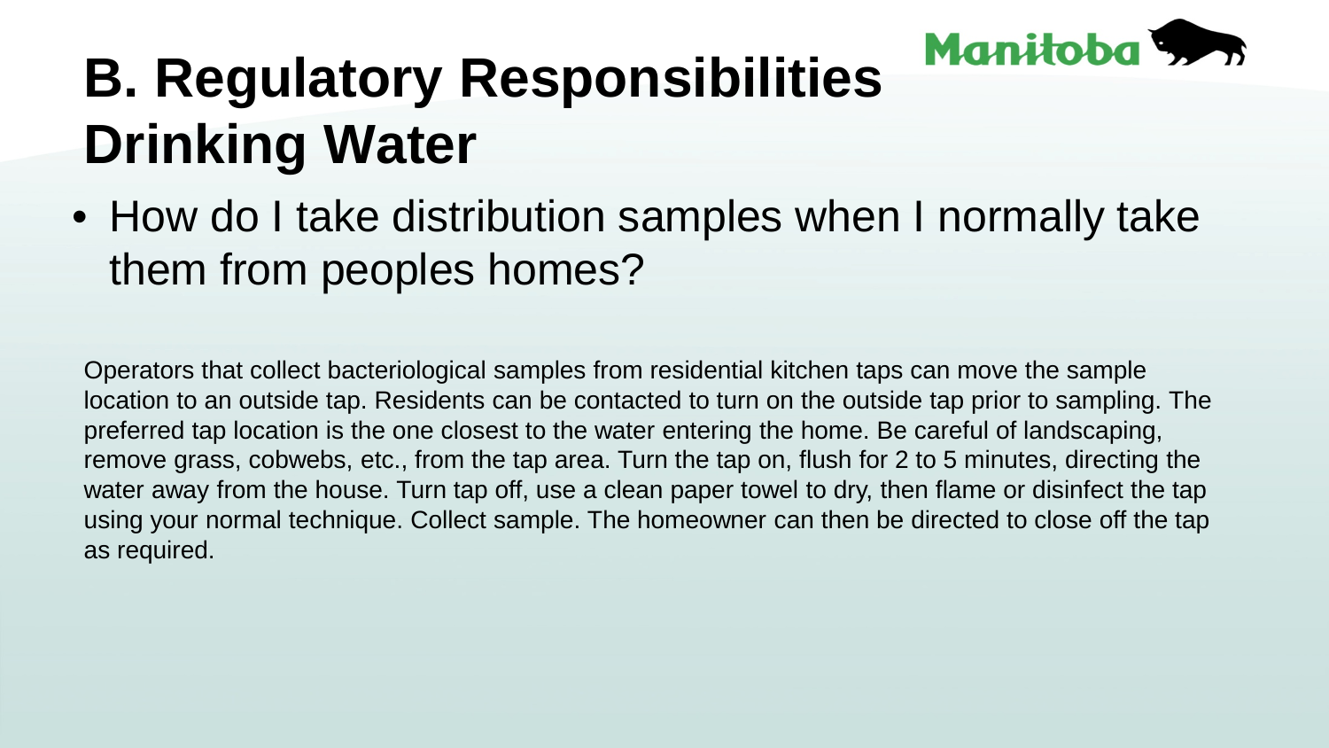# B. Regulatory Responsibilities Drinking Water

- How do I take distribution samples when I normally take them from peoples homes?

Operators that collect bacteriological samples from residential kitchen taps can move the sample location to an outside tap. Residents can be contacted to turn on the outside tap prior to sampling. The preferred tap location is the one closest to the water entering the home. Be careful of landscaping, remove grass, cobwebs, etc., from the tap area. Turn the tap on, flush for 2 to 5 minutes, directing the water away from the house. Turn tap off, use a clean paper towel to dry, then flame or disinfect the tap using your normal technique. Collect sample. The homeowner can then be directed to close off the tap as required.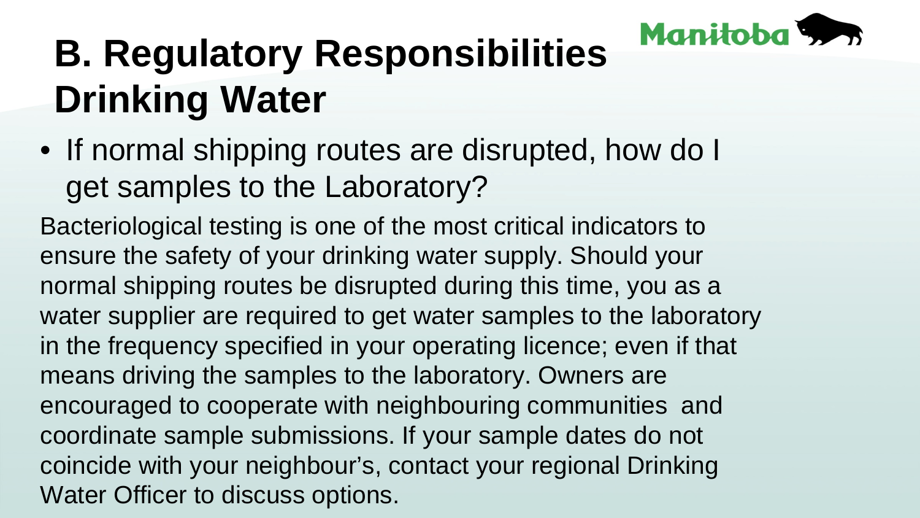# B. Regulatory Responsibilities Drinking Water

- If normal shipping routes are disrupted, how do I get samples to the Laboratory?

Bacteriological testing is one of the most critical indicators to ensure the safety of your drinking water supply. Should your normal shipping routes be disrupted during this time, you as a water supplier are required to get water samples to the laboratory in the frequency specified in your operating licence; even if that means driving the samples to the laboratory. Owners are encouraged to cooperate with neighbouring communities and coordinate sample submissions. If your sample dates do not coincide with your neighbour's, contact your regional Drinking Water Officer to discuss options.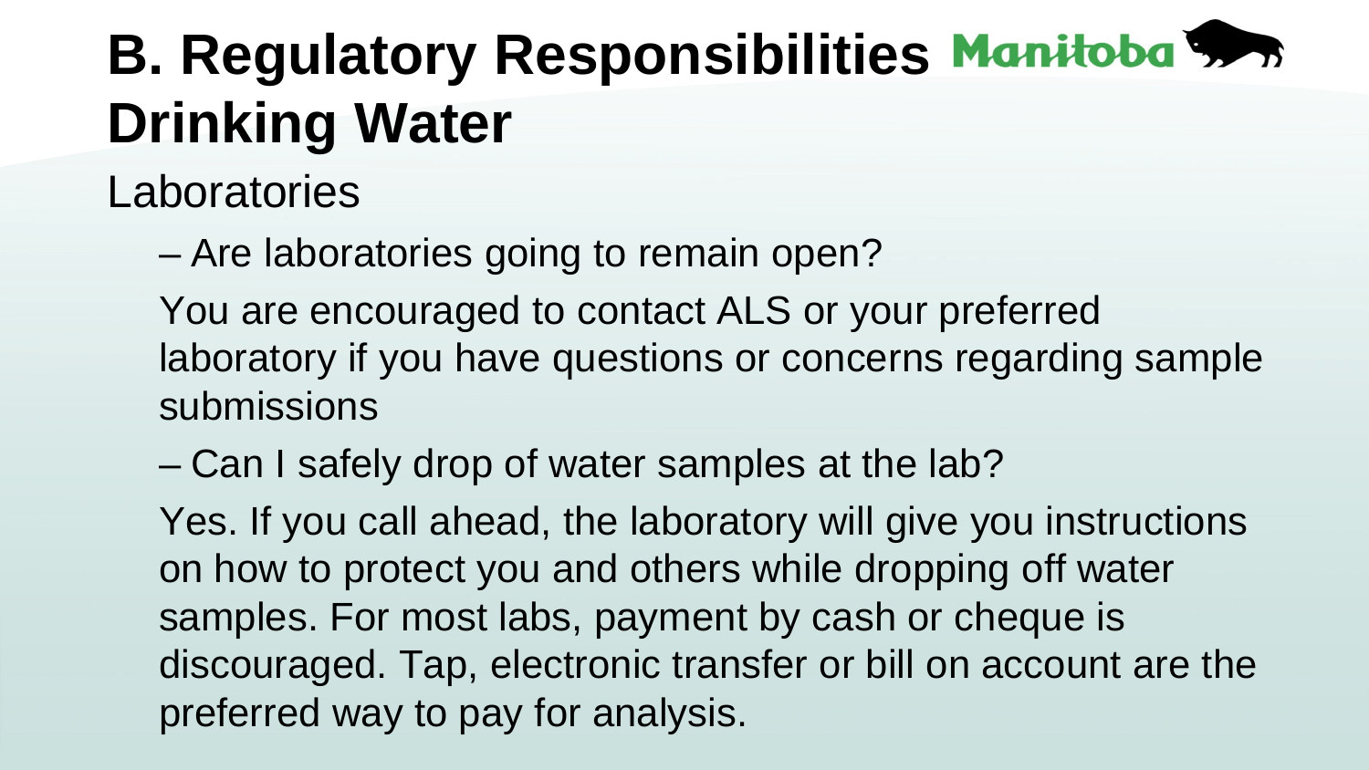# B. Regulatory Responsibilities Drinking Water

Manitoba

Laboratories

– Are laboratories going to remain open?

You are encouraged to contact ALS or your preferred laboratory if you have questions or concerns regarding sample submissions

– Can I safely drop of water samples at the lab?

Yes. If you call ahead, the laboratory will give you instructions on how to protect you and others while dropping off water samples. For most labs, payment by cash or cheque is discouraged. Tap, electronic transfer or bill on account are the preferred way to pay for analysis.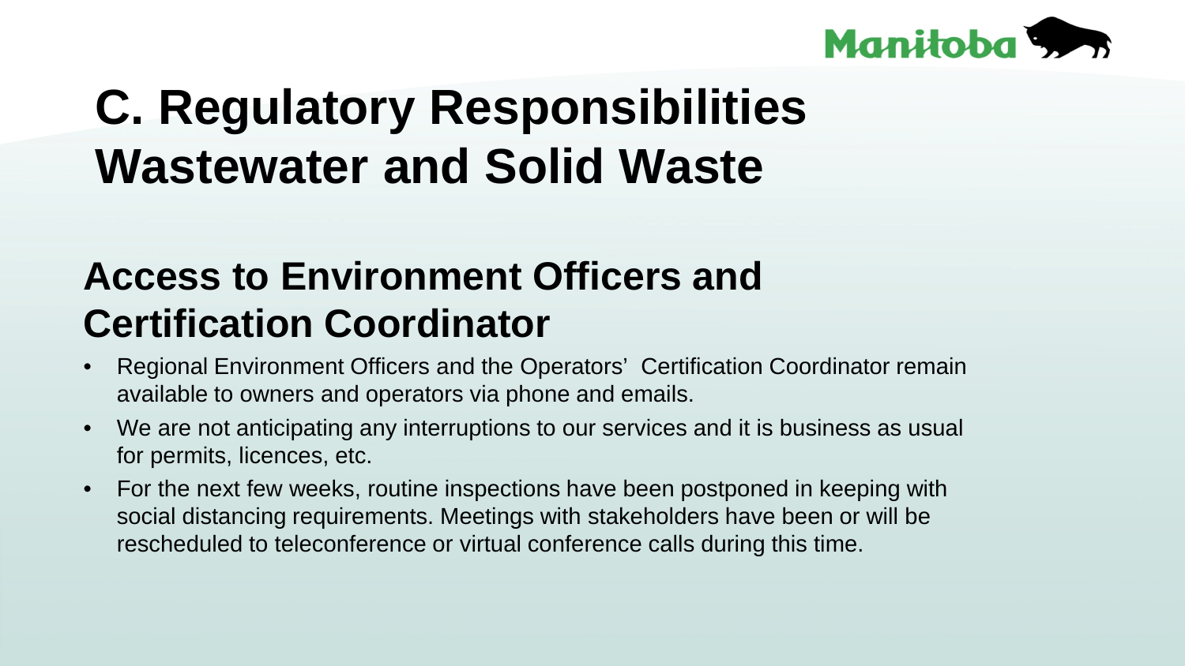# C. Regulatory Responsibilities Wastewater and Solid Waste

## Access to Environment Officers and Certification Coordinator

- Regional Environment Officers and the Operators' Certification Coordinator remain available to owners and operators via phone and emails.
- We are not anticipating any interruptions to our services and it is business as usual for permits, licences, etc.
- For the next few weeks, routine inspections have been postponed in keeping with social distancing requirements. Meetings with stakeholders have been or will be rescheduled to teleconference or virtual conference calls during this time.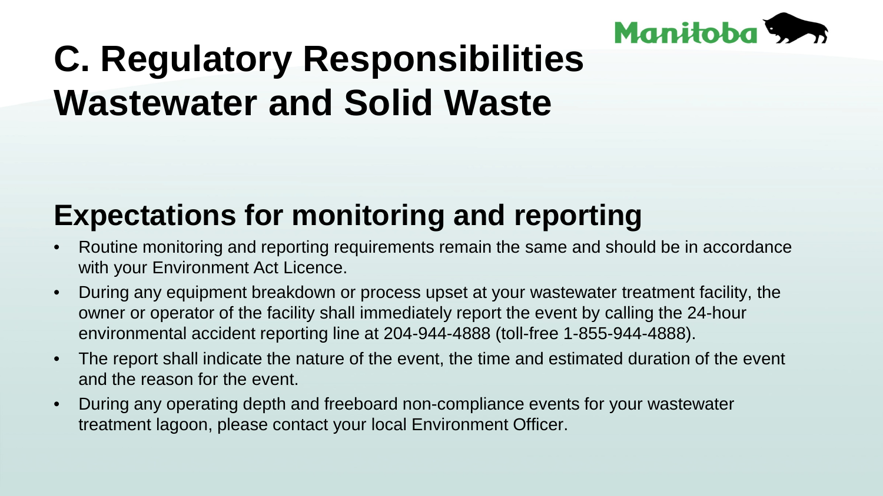# C. Regulatory Responsibilities Wastewater and Solid Waste

## Expectations for monitoring and reporting

- Routine monitoring and reporting requirements remain the same and should be in accordance with your Environment Act Licence.
- During any equipment breakdown or process upset at your wastewater treatment facility, the owner or operator of the facility shall immediately report the event by calling the 24-hour environmental accident reporting line at 204-944-4888 (toll-free 1-855-944-4888).
- The report shall indicate the nature of the event, the time and estimated duration of the event and the reason for the event.
- During any operating depth and freeboard non-compliance events for your wastewater treatment lagoon, please contact your local Environment Officer.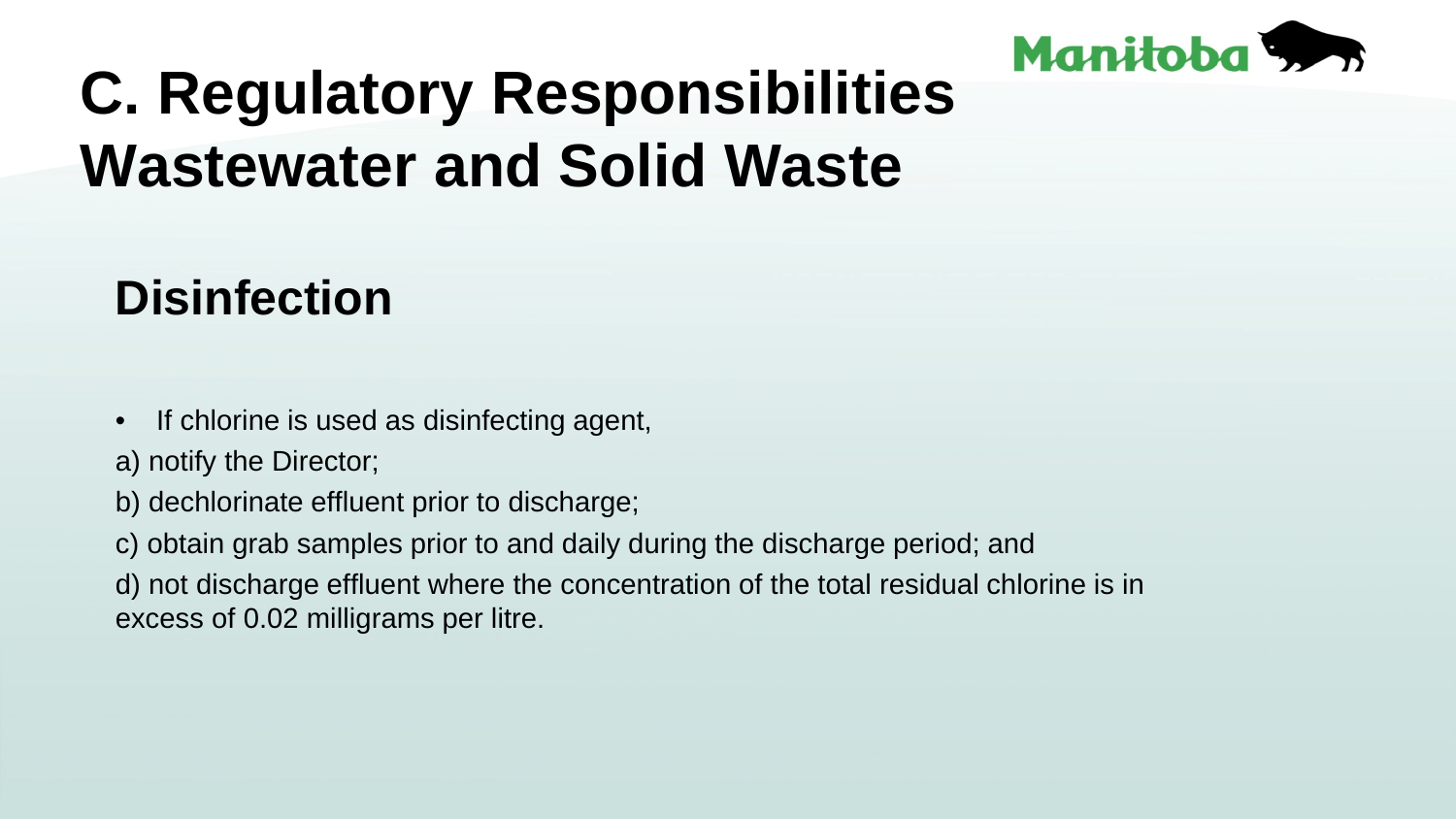# C. Regulatory Responsibilities Wastewater and Solid Waste

## Disinfection

- If chlorine is used as disinfecting agent,

a) notify the Director;

b) dechlorinate effluent prior to discharge;

c) obtain grab samples prior to and daily during the discharge period; and

d) not discharge effluent where the concentration of the total residual chlorine is in excess of 0.02 milligrams per litre.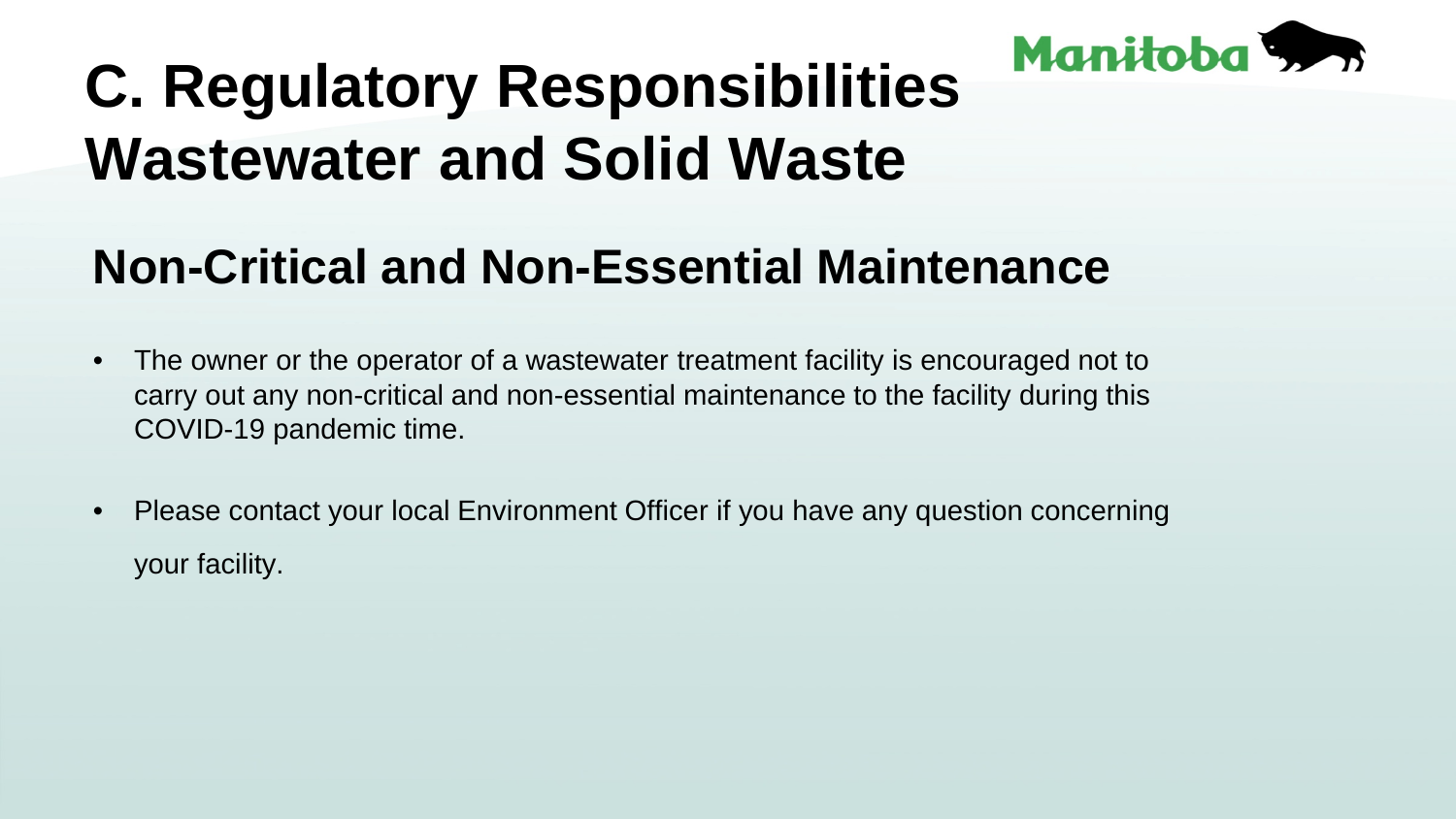# C. Regulatory Responsibilities Wastewater and Solid Waste

## Non-Critical and Non-Essential Maintenance

- The owner or the operator of a wastewater treatment facility is encouraged not to carry out any non-critical and non-essential maintenance to the facility during this COVID-19 pandemic time.
- Please contact your local Environment Officer if you have any question concerning your facility.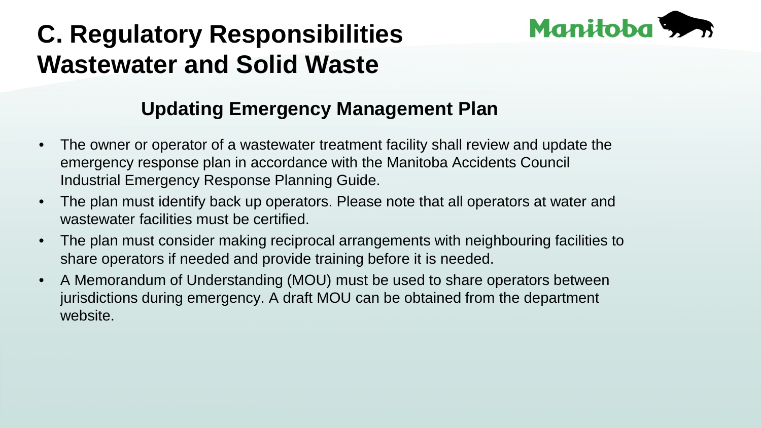# C. Regulatory Responsibilities Wastewater and Solid Waste

## Updating Emergency Management Plan

- The owner or operator of a wastewater treatment facility shall review and update the emergency response plan in accordance with the Manitoba Accidents Council Industrial Emergency Response Planning Guide.
- The plan must identify back up operators. Please note that all operators at water and wastewater facilities must be certified.
- The plan must consider making reciprocal arrangements with neighbouring facilities to share operators if needed and provide training before it is needed.
- A Memorandum of Understanding (MOU) must be used to share operators between jurisdictions during emergency. A draft MOU can be obtained from the department website.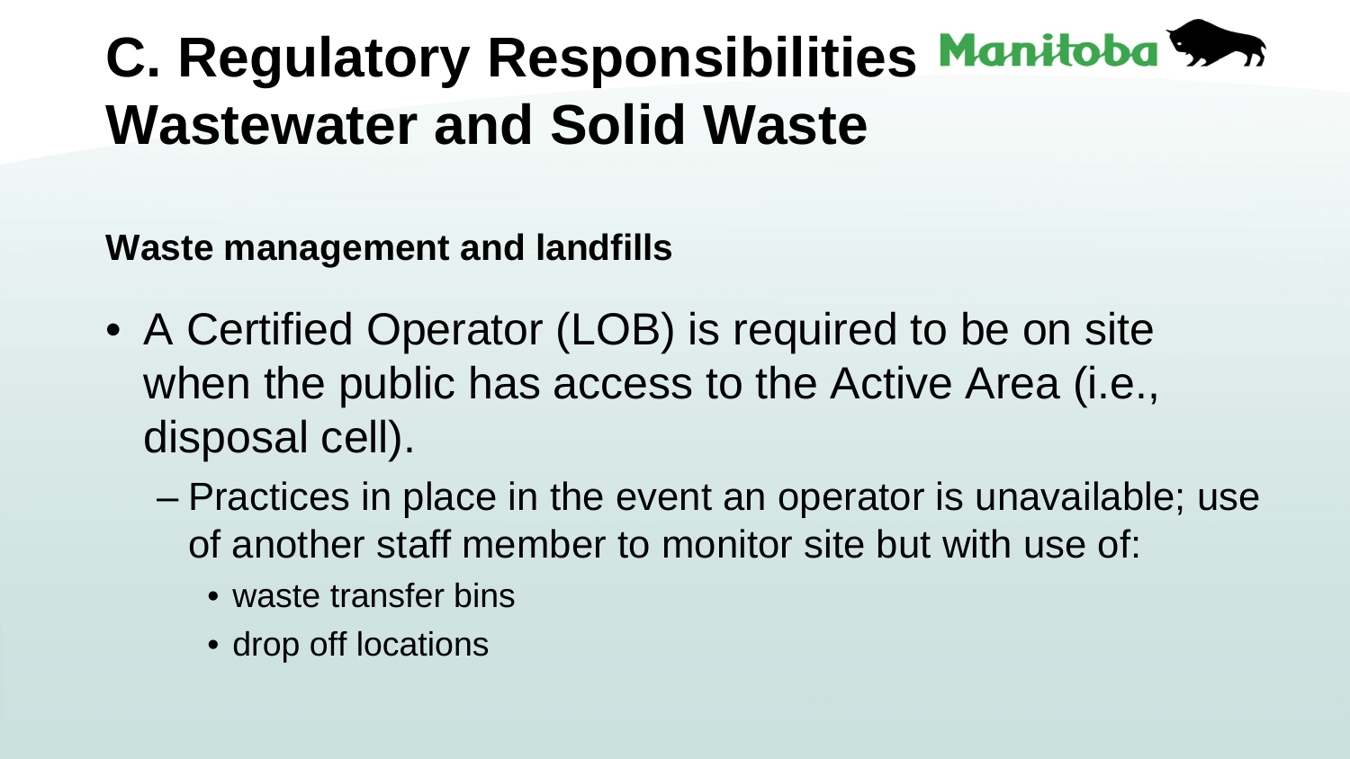# C. Regulatory Responsibilities Wastewater and Solid Waste

**Waste management and landfills**

- A Certified Operator (LOB) is required to be on site when the public has access to the Active Area (i.e., disposal cell).
  - Practices in place in the event an operator is unavailable; use of another staff member to monitor site but with use of:
    - waste transfer bins
    - drop off locations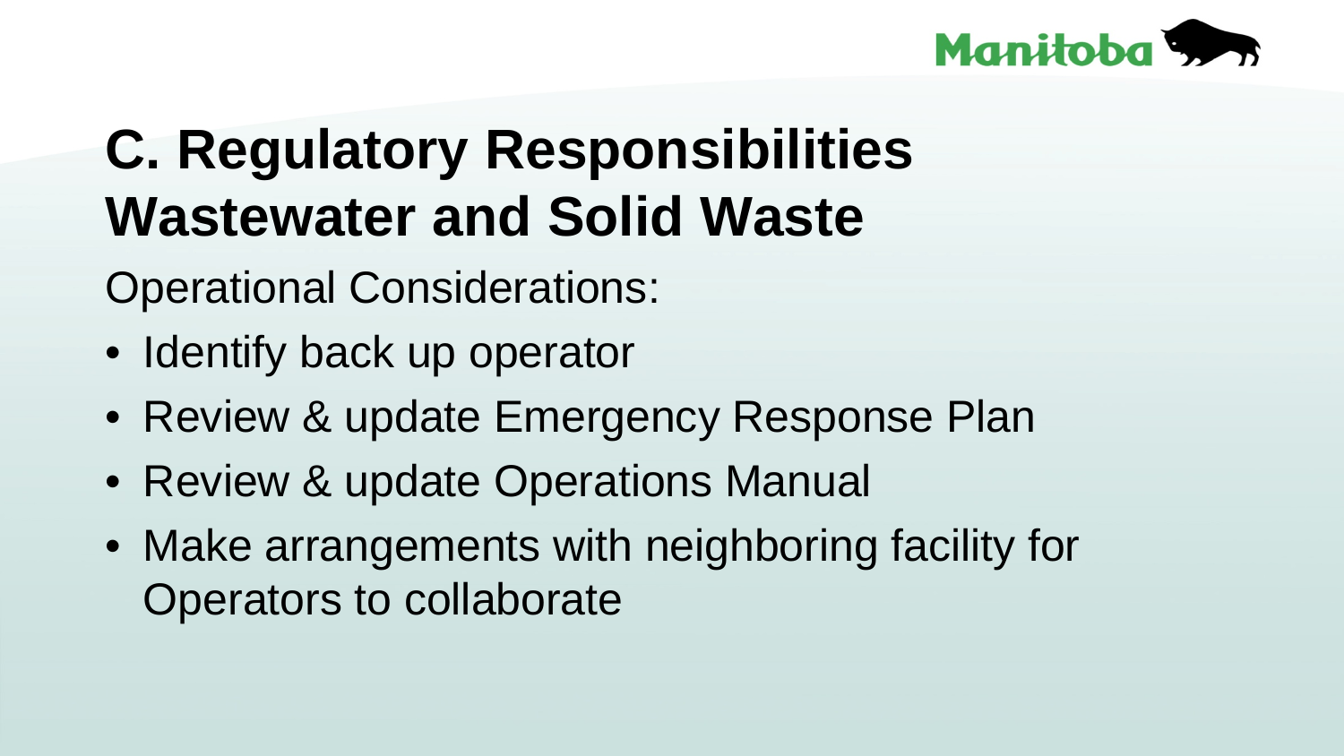# C. Regulatory Responsibilities Wastewater and Solid Waste

Operational Considerations:

- Identify back up operator
- Review & update Emergency Response Plan
- Review & update Operations Manual
- Make arrangements with neighboring facility for Operators to collaborate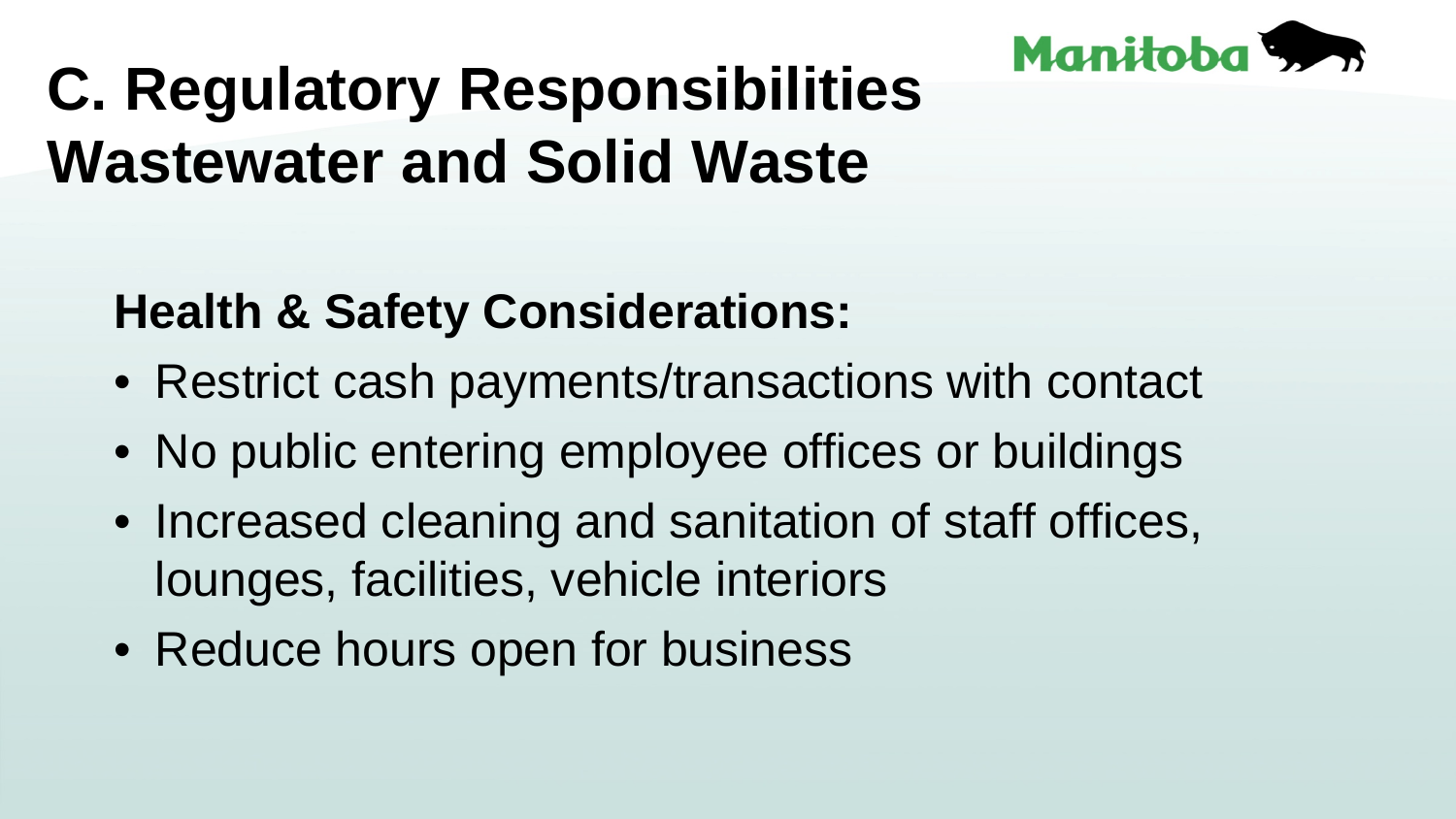# C. Regulatory Responsibilities Wastewater and Solid Waste

**Health & Safety Considerations:**

- Restrict cash payments/transactions with contact
- No public entering employee offices or buildings
- Increased cleaning and sanitation of staff offices, lounges, facilities, vehicle interiors
- Reduce hours open for business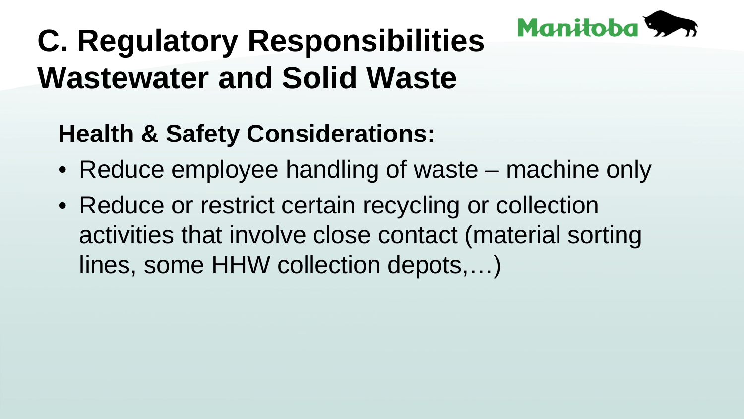# C. Regulatory Responsibilities Wastewater and Solid Waste

## Health & Safety Considerations:

- Reduce employee handling of waste – machine only
- Reduce or restrict certain recycling or collection activities that involve close contact (material sorting lines, some HHW collection depots,…)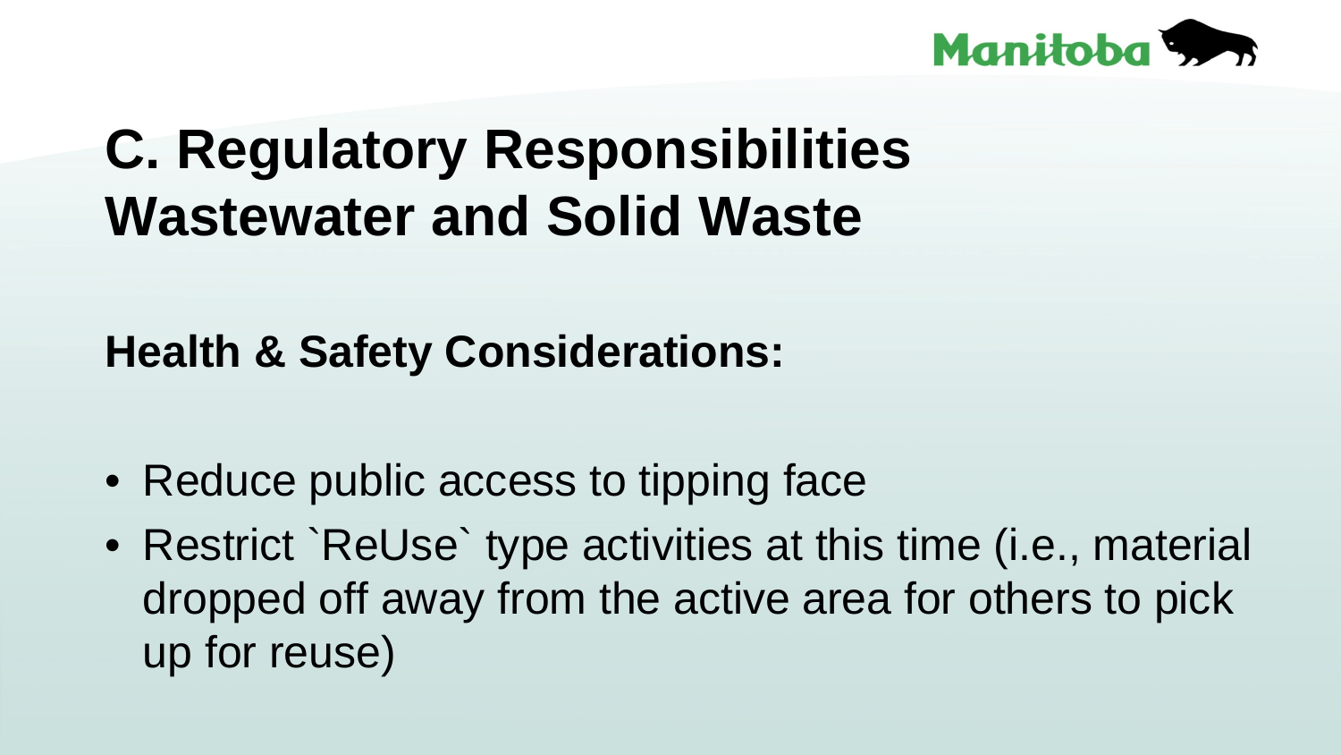# C. Regulatory Responsibilities Wastewater and Solid Waste

**Health & Safety Considerations:**

- Reduce public access to tipping face
- Restrict `ReUse` type activities at this time (i.e., material dropped off away from the active area for others to pick up for reuse)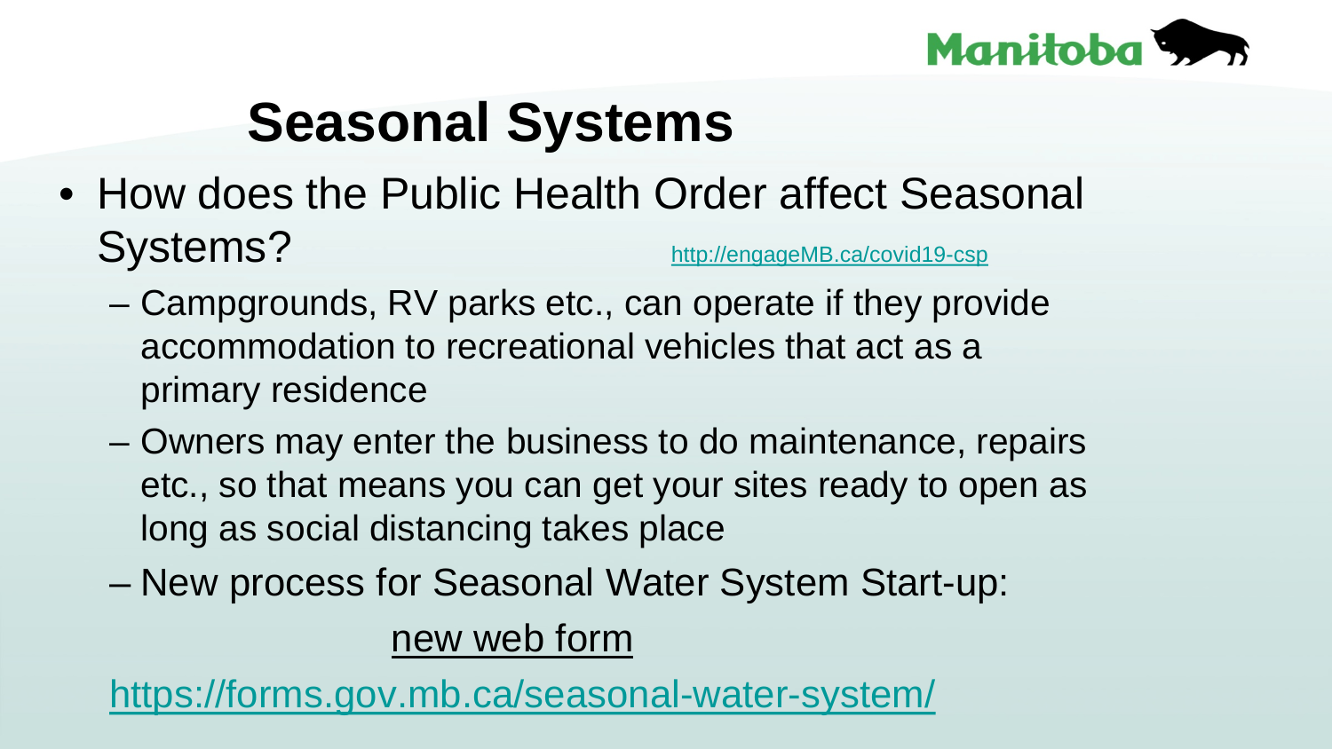# Seasonal Systems

- How does the Public Health Order affect Seasonal Systems? http://engageMB.ca/covid19-csp
  - Campgrounds, RV parks etc., can operate if they provide accommodation to recreational vehicles that act as a primary residence
  - Owners may enter the business to do maintenance, repairs etc., so that means you can get your sites ready to open as long as social distancing takes place
  - New process for Seasonal Water System Start-up:

new web form

https://forms.gov.mb.ca/seasonal-water-system/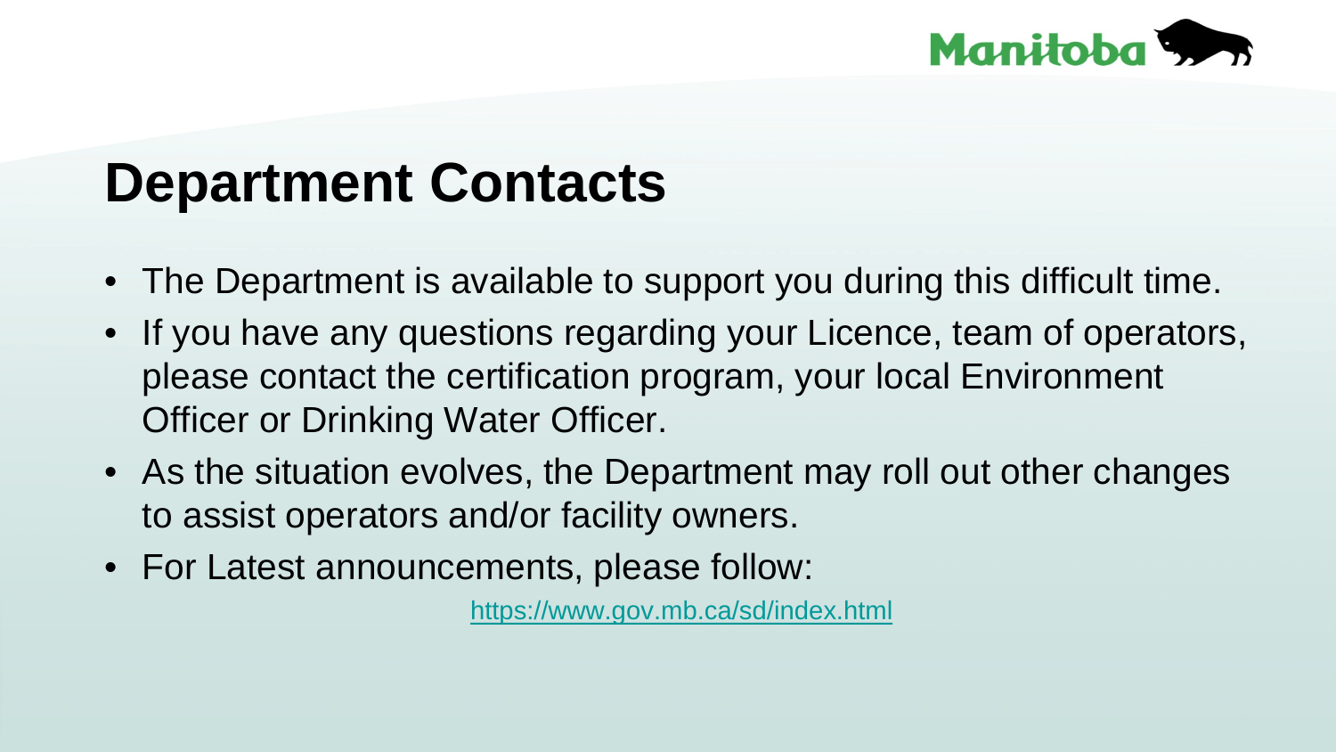# Department Contacts

- The Department is available to support you during this difficult time.
- If you have any questions regarding your Licence, team of operators, please contact the certification program, your local Environment Officer or Drinking Water Officer.
- As the situation evolves, the Department may roll out other changes to assist operators and/or facility owners.
- For Latest announcements, please follow:

https://www.gov.mb.ca/sd/index.html